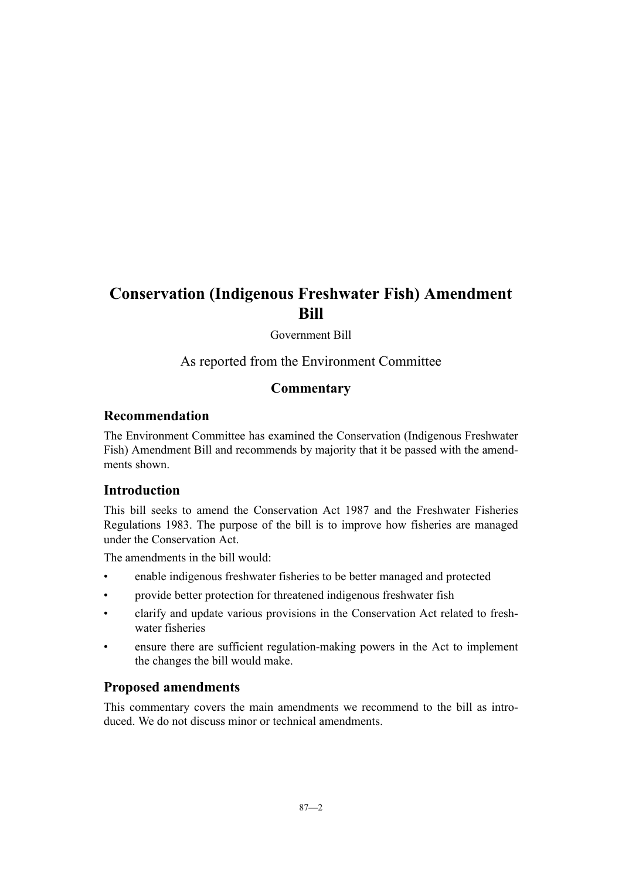# Conservation (Indigenous Freshwater Fish) Amendment Bill

Government Bill

As reported from the Environment Committee

## Commentary

### Recommendation

The Environment Committee has examined the Conservation (Indigenous Freshwater Fish) Amendment Bill and recommends by majority that it be passed with the amendments shown.

### Introduction

This bill seeks to amend the Conservation Act 1987 and the Freshwater Fisheries Regulations 1983. The purpose of the bill is to improve how fisheries are managed under the Conservation Act.

The amendments in the bill would:

- enable indigenous freshwater fisheries to be better managed and protected
- provide better protection for threatened indigenous freshwater fish
- clarify and update various provisions in the Conservation Act related to freshwater fisheries
- ensure there are sufficient regulation-making powers in the Act to implement the changes the bill would make.

### Proposed amendments

This commentary covers the main amendments we recommend to the bill as introduced. We do not discuss minor or technical amendments.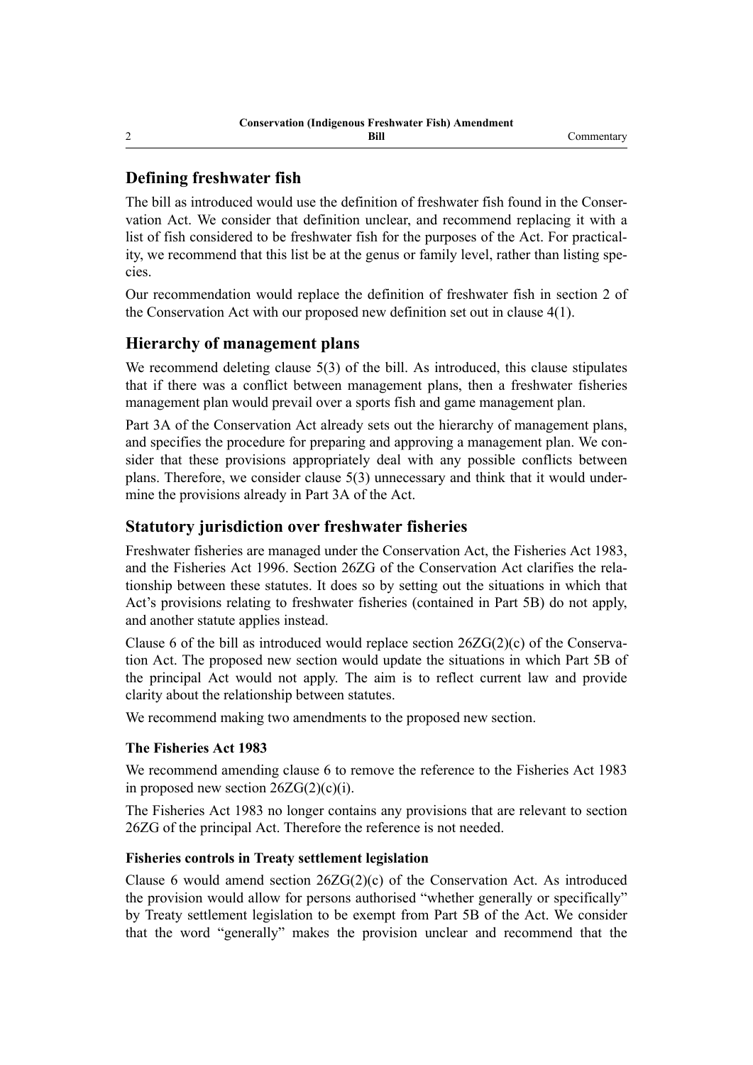## Defining freshwater fish

The bill as introduced would use the definition of freshwater fish found in the Conservation Act. We consider that definition unclear, and recommend replacing it with a list of fish considered to be freshwater fish for the purposes of the Act. For practicality, we recommend that this list be at the genus or family level, rather than listing species.

Our recommendation would replace the definition of freshwater fish in section 2 of the Conservation Act with our proposed new definition set out in clause 4(1).

## Hierarchy of management plans

We recommend deleting clause 5(3) of the bill. As introduced, this clause stipulates that if there was a conflict between management plans, then a freshwater fisheries management plan would prevail over a sports fish and game management plan.

Part 3A of the Conservation Act already sets out the hierarchy of management plans, and specifies the procedure for preparing and approving a management plan. We consider that these provisions appropriately deal with any possible conflicts between plans. Therefore, we consider clause 5(3) unnecessary and think that it would undermine the provisions already in Part 3A of the Act.

## Statutory jurisdiction over freshwater fisheries

Freshwater fisheries are managed under the Conservation Act, the Fisheries Act 1983, and the Fisheries Act 1996. Section 26ZG of the Conservation Act clarifies the relationship between these statutes. It does so by setting out the situations in which that Act's provisions relating to freshwater fisheries (contained in Part 5B) do not apply, and another statute applies instead.

Clause 6 of the bill as introduced would replace section 26ZG(2)(c) of the Conservation Act. The proposed new section would update the situations in which Part 5B of the principal Act would not apply. The aim is to reflect current law and provide clarity about the relationship between statutes.

We recommend making two amendments to the proposed new section.

### The Fisheries Act 1983

We recommend amending clause 6 to remove the reference to the Fisheries Act 1983 in proposed new section 26ZG(2)(c)(i).

The Fisheries Act 1983 no longer contains any provisions that are relevant to section 26ZG of the principal Act. Therefore the reference is not needed.

### Fisheries controls in Treaty settlement legislation

Clause 6 would amend section 26ZG(2)(c) of the Conservation Act. As introduced the provision would allow for persons authorised "whether generally or specifically" by Treaty settlement legislation to be exempt from Part 5B of the Act. We consider that the word "generally" makes the provision unclear and recommend that the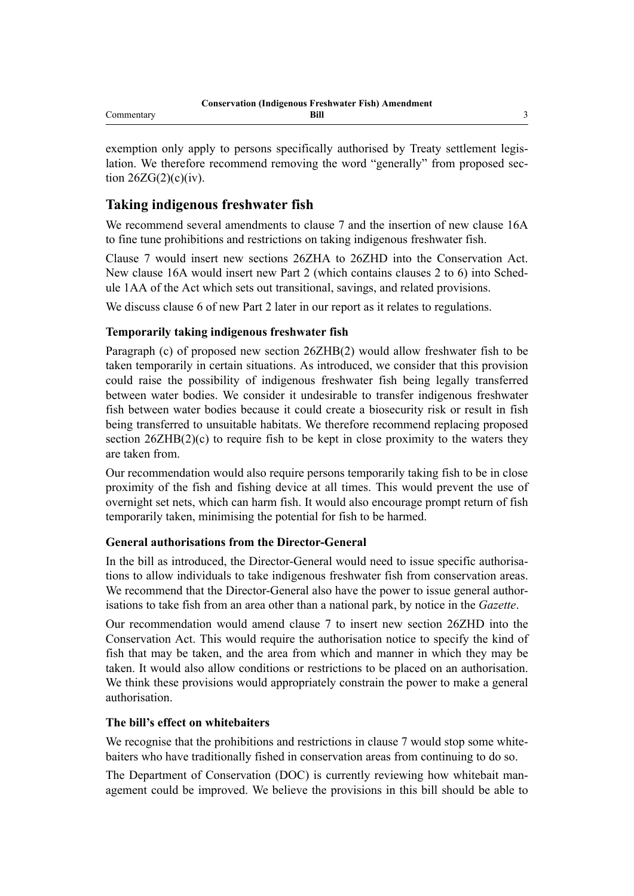exemption only apply to persons specifically authorised by Treaty settlement legislation. We therefore recommend removing the word "generally" from proposed section 26ZG(2)(c)(iv).

## Taking indigenous freshwater fish

We recommend several amendments to clause 7 and the insertion of new clause 16A to fine tune prohibitions and restrictions on taking indigenous freshwater fish.

Clause 7 would insert new sections 26ZHA to 26ZHD into the Conservation Act. New clause 16A would insert new Part 2 (which contains clauses 2 to 6) into Schedule 1AA of the Act which sets out transitional, savings, and related provisions.

We discuss clause 6 of new Part 2 later in our report as it relates to regulations.

### Temporarily taking indigenous freshwater fish

Paragraph (c) of proposed new section 26ZHB(2) would allow freshwater fish to be taken temporarily in certain situations. As introduced, we consider that this provision could raise the possibility of indigenous freshwater fish being legally transferred between water bodies. We consider it undesirable to transfer indigenous freshwater fish between water bodies because it could create a biosecurity risk or result in fish being transferred to unsuitable habitats. We therefore recommend replacing proposed section 26ZHB(2)(c) to require fish to be kept in close proximity to the waters they are taken from.

Our recommendation would also require persons temporarily taking fish to be in close proximity of the fish and fishing device at all times. This would prevent the use of overnight set nets, which can harm fish. It would also encourage prompt return of fish temporarily taken, minimising the potential for fish to be harmed.

### General authorisations from the Director-General

In the bill as introduced, the Director-General would need to issue specific authorisations to allow individuals to take indigenous freshwater fish from conservation areas. We recommend that the Director-General also have the power to issue general authorisations to take fish from an area other than a national park, by notice in the *Gazette*.

Our recommendation would amend clause 7 to insert new section 26ZHD into the Conservation Act. This would require the authorisation notice to specify the kind of fish that may be taken, and the area from which and manner in which they may be taken. It would also allow conditions or restrictions to be placed on an authorisation. We think these provisions would appropriately constrain the power to make a general authorisation.

### The bill's effect on whitebaiters

We recognise that the prohibitions and restrictions in clause 7 would stop some whitebaiters who have traditionally fished in conservation areas from continuing to do so.

The Department of Conservation (DOC) is currently reviewing how whitebait management could be improved. We believe the provisions in this bill should be able to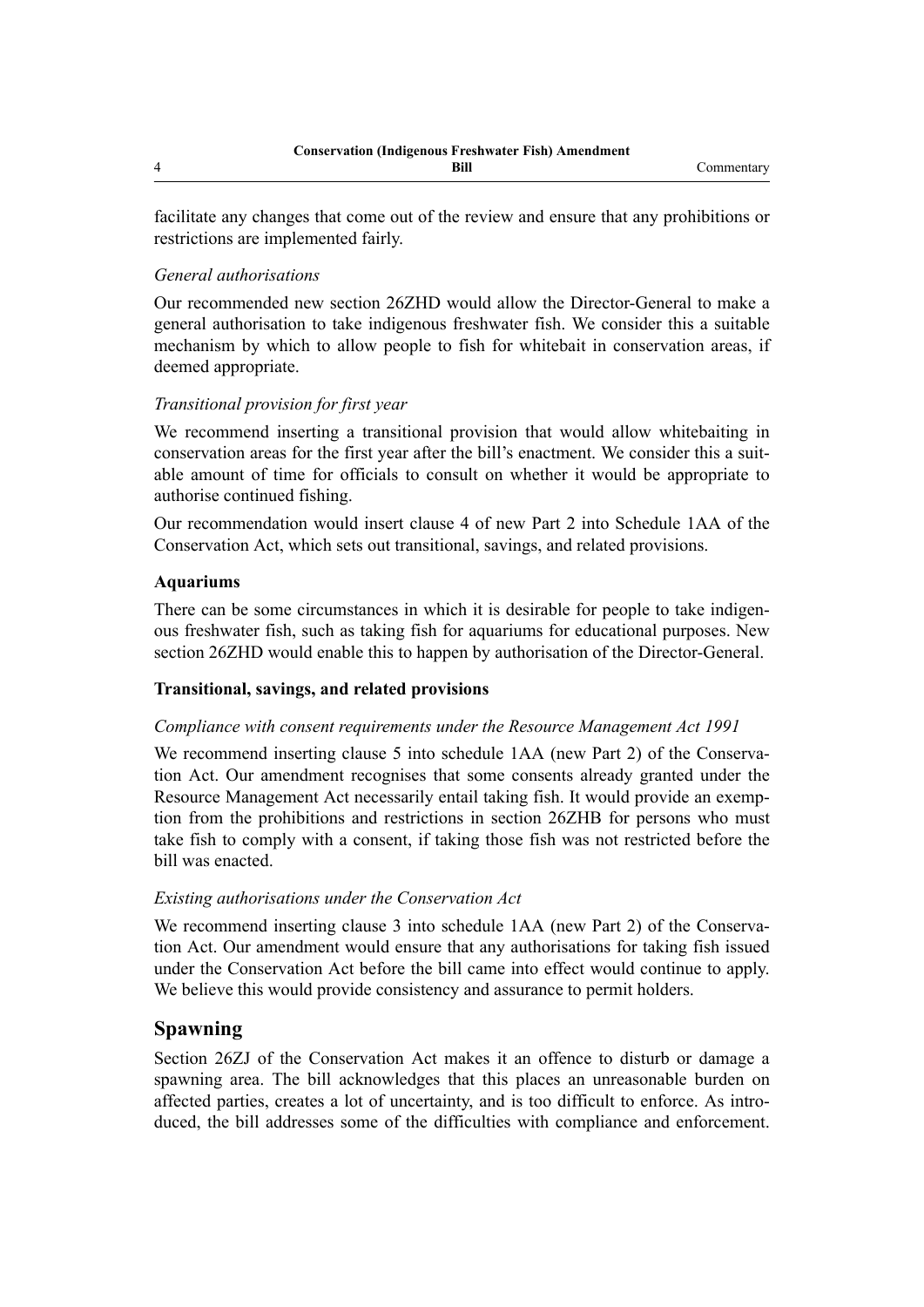facilitate any changes that come out of the review and ensure that any prohibitions or restrictions are implemented fairly.

*General authorisations*

Our recommended new section 26ZHD would allow the Director-General to make a general authorisation to take indigenous freshwater fish. We consider this a suitable mechanism by which to allow people to fish for whitebait in conservation areas, if deemed appropriate.

*Transitional provision for first year*

We recommend inserting a transitional provision that would allow whitebaiting in conservation areas for the first year after the bill's enactment. We consider this a suitable amount of time for officials to consult on whether it would be appropriate to authorise continued fishing.

Our recommendation would insert clause 4 of new Part 2 into Schedule 1AA of the Conservation Act, which sets out transitional, savings, and related provisions.

### Aquariums

There can be some circumstances in which it is desirable for people to take indigenous freshwater fish, such as taking fish for aquariums for educational purposes. New section 26ZHD would enable this to happen by authorisation of the Director-General.

### Transitional, savings, and related provisions

*Compliance with consent requirements under the Resource Management Act 1991*

We recommend inserting clause 5 into schedule 1AA (new Part 2) of the Conservation Act. Our amendment recognises that some consents already granted under the Resource Management Act necessarily entail taking fish. It would provide an exemption from the prohibitions and restrictions in section 26ZHB for persons who must take fish to comply with a consent, if taking those fish was not restricted before the bill was enacted.

*Existing authorisations under the Conservation Act*

We recommend inserting clause 3 into schedule 1AA (new Part 2) of the Conservation Act. Our amendment would ensure that any authorisations for taking fish issued under the Conservation Act before the bill came into effect would continue to apply. We believe this would provide consistency and assurance to permit holders.

## Spawning

Section 26ZJ of the Conservation Act makes it an offence to disturb or damage a spawning area. The bill acknowledges that this places an unreasonable burden on affected parties, creates a lot of uncertainty, and is too difficult to enforce. As introduced, the bill addresses some of the difficulties with compliance and enforcement.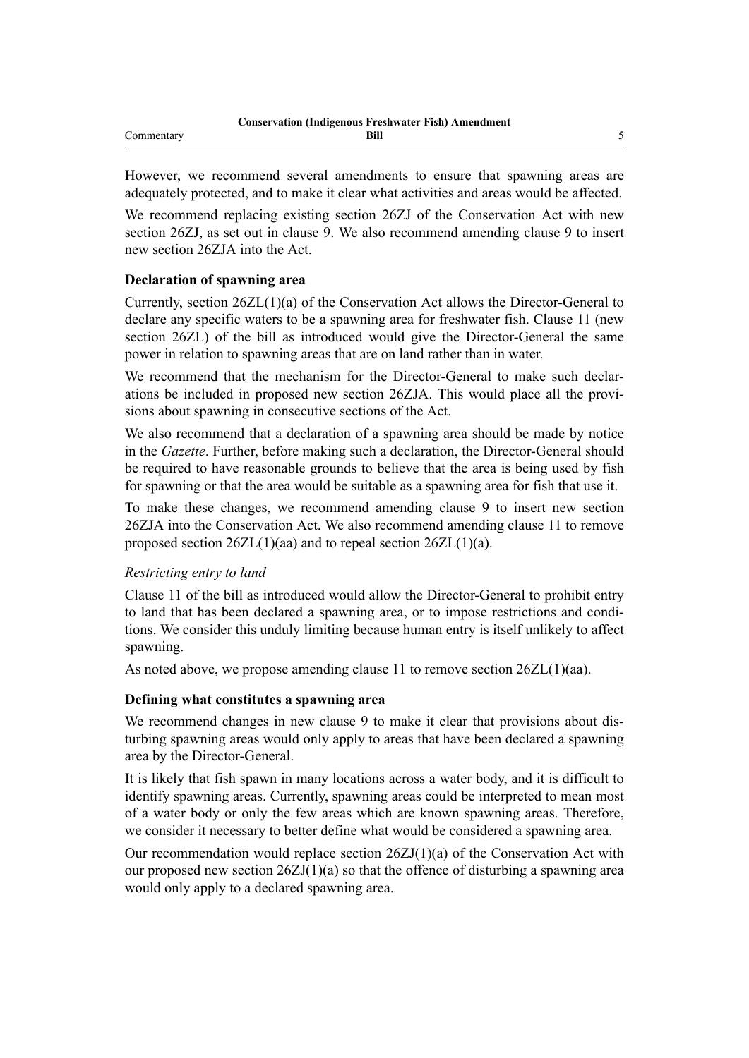However, we recommend several amendments to ensure that spawning areas are adequately protected, and to make it clear what activities and areas would be affected.

We recommend replacing existing section 26ZJ of the Conservation Act with new section 26ZJ, as set out in clause 9. We also recommend amending clause 9 to insert new section 26ZJA into the Act.

### Declaration of spawning area

Currently, section 26ZL(1)(a) of the Conservation Act allows the Director-General to declare any specific waters to be a spawning area for freshwater fish. Clause 11 (new section 26ZL) of the bill as introduced would give the Director-General the same power in relation to spawning areas that are on land rather than in water.

We recommend that the mechanism for the Director-General to make such declarations be included in proposed new section 26ZJA. This would place all the provisions about spawning in consecutive sections of the Act.

We also recommend that a declaration of a spawning area should be made by notice in the *Gazette*. Further, before making such a declaration, the Director-General should be required to have reasonable grounds to believe that the area is being used by fish for spawning or that the area would be suitable as a spawning area for fish that use it.

To make these changes, we recommend amending clause 9 to insert new section 26ZJA into the Conservation Act. We also recommend amending clause 11 to remove proposed section 26ZL(1)(aa) and to repeal section 26ZL(1)(a).

#### *Restricting entry to land*

Clause 11 of the bill as introduced would allow the Director-General to prohibit entry to land that has been declared a spawning area, or to impose restrictions and conditions. We consider this unduly limiting because human entry is itself unlikely to affect spawning.

As noted above, we propose amending clause 11 to remove section 26ZL(1)(aa).

### Defining what constitutes a spawning area

We recommend changes in new clause 9 to make it clear that provisions about disturbing spawning areas would only apply to areas that have been declared a spawning area by the Director-General.

It is likely that fish spawn in many locations across a water body, and it is difficult to identify spawning areas. Currently, spawning areas could be interpreted to mean most of a water body or only the few areas which are known spawning areas. Therefore, we consider it necessary to better define what would be considered a spawning area.

Our recommendation would replace section 26ZJ(1)(a) of the Conservation Act with our proposed new section 26ZJ(1)(a) so that the offence of disturbing a spawning area would only apply to a declared spawning area.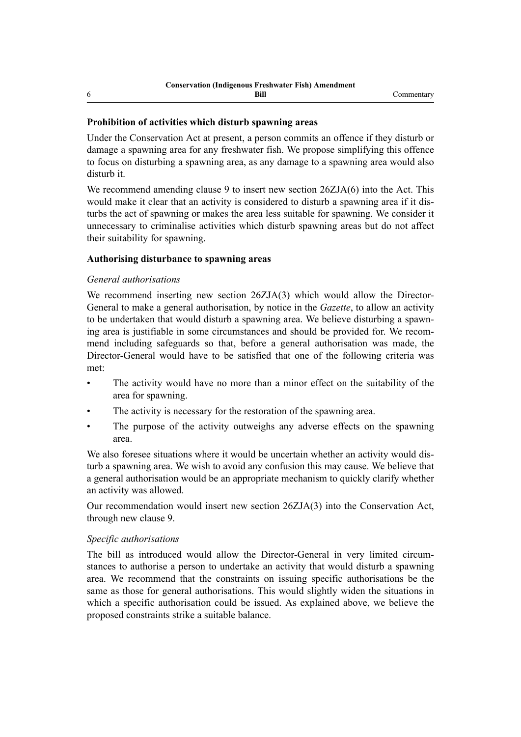## Prohibition of activities which disturb spawning areas

Under the Conservation Act at present, a person commits an offence if they disturb or damage a spawning area for any freshwater fish. We propose simplifying this offence to focus on disturbing a spawning area, as any damage to a spawning area would also disturb it.

We recommend amending clause 9 to insert new section 26ZJA(6) into the Act. This would make it clear that an activity is considered to disturb a spawning area if it disturbs the act of spawning or makes the area less suitable for spawning. We consider it unnecessary to criminalise activities which disturb spawning areas but do not affect their suitability for spawning.

## Authorising disturbance to spawning areas

### *General authorisations*

We recommend inserting new section 26ZJA(3) which would allow the Director-General to make a general authorisation, by notice in the *Gazette*, to allow an activity to be undertaken that would disturb a spawning area. We believe disturbing a spawning area is justifiable in some circumstances and should be provided for. We recommend including safeguards so that, before a general authorisation was made, the Director-General would have to be satisfied that one of the following criteria was met:

- The activity would have no more than a minor effect on the suitability of the area for spawning.
- The activity is necessary for the restoration of the spawning area.
- The purpose of the activity outweighs any adverse effects on the spawning area.

We also foresee situations where it would be uncertain whether an activity would disturb a spawning area. We wish to avoid any confusion this may cause. We believe that a general authorisation would be an appropriate mechanism to quickly clarify whether an activity was allowed.

Our recommendation would insert new section 26ZJA(3) into the Conservation Act, through new clause 9.

### *Specific authorisations*

The bill as introduced would allow the Director-General in very limited circumstances to authorise a person to undertake an activity that would disturb a spawning area. We recommend that the constraints on issuing specific authorisations be the same as those for general authorisations. This would slightly widen the situations in which a specific authorisation could be issued. As explained above, we believe the proposed constraints strike a suitable balance.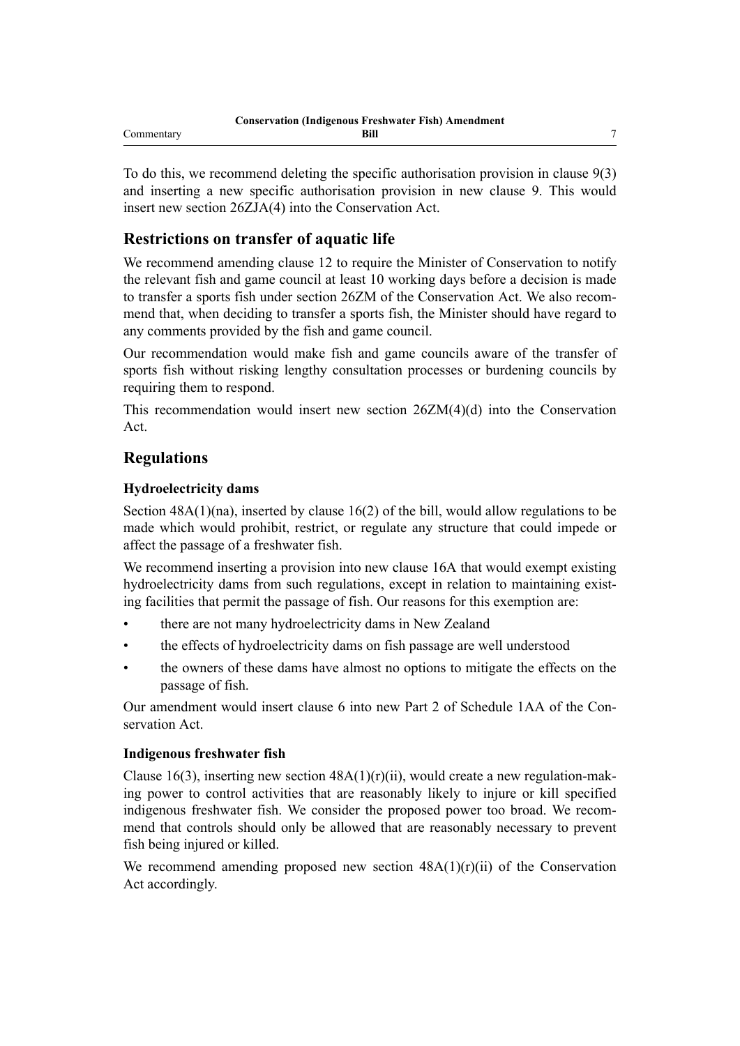To do this, we recommend deleting the specific authorisation provision in clause 9(3) and inserting a new specific authorisation provision in new clause 9. This would insert new section 26ZJA(4) into the Conservation Act.

## Restrictions on transfer of aquatic life

We recommend amending clause 12 to require the Minister of Conservation to notify the relevant fish and game council at least 10 working days before a decision is made to transfer a sports fish under section 26ZM of the Conservation Act. We also recommend that, when deciding to transfer a sports fish, the Minister should have regard to any comments provided by the fish and game council.

Our recommendation would make fish and game councils aware of the transfer of sports fish without risking lengthy consultation processes or burdening councils by requiring them to respond.

This recommendation would insert new section 26ZM(4)(d) into the Conservation Act.

## Regulations

### Hydroelectricity dams

Section 48A(1)(na), inserted by clause 16(2) of the bill, would allow regulations to be made which would prohibit, restrict, or regulate any structure that could impede or affect the passage of a freshwater fish.

We recommend inserting a provision into new clause 16A that would exempt existing hydroelectricity dams from such regulations, except in relation to maintaining existing facilities that permit the passage of fish. Our reasons for this exemption are:

- there are not many hydroelectricity dams in New Zealand
- the effects of hydroelectricity dams on fish passage are well understood
- the owners of these dams have almost no options to mitigate the effects on the passage of fish.

Our amendment would insert clause 6 into new Part 2 of Schedule 1AA of the Conservation Act.

### Indigenous freshwater fish

Clause 16(3), inserting new section 48A(1)(r)(ii), would create a new regulation-making power to control activities that are reasonably likely to injure or kill specified indigenous freshwater fish. We consider the proposed power too broad. We recommend that controls should only be allowed that are reasonably necessary to prevent fish being injured or killed.

We recommend amending proposed new section 48A(1)(r)(ii) of the Conservation Act accordingly.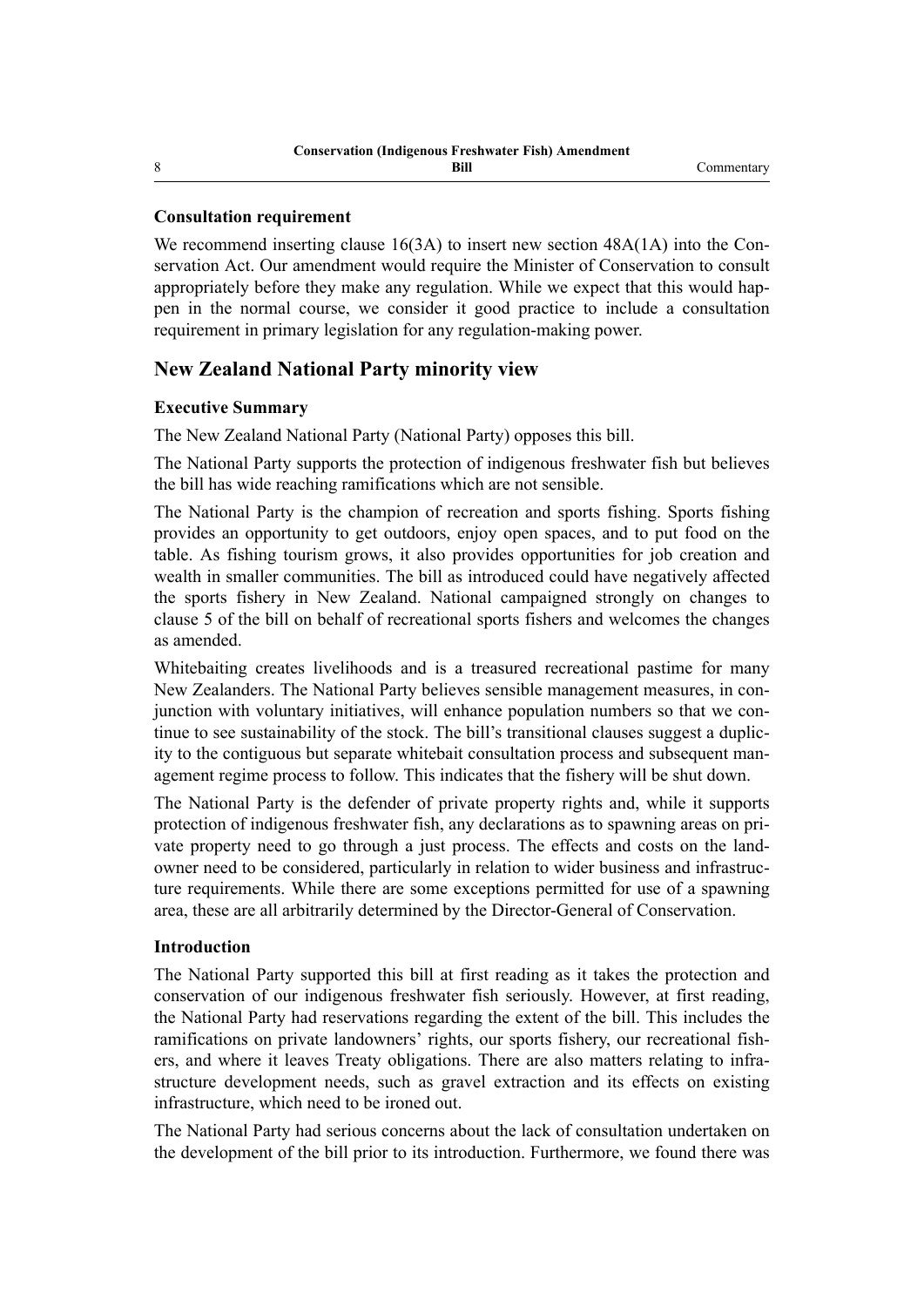### Consultation requirement

We recommend inserting clause 16(3A) to insert new section 48A(1A) into the Conservation Act. Our amendment would require the Minister of Conservation to consult appropriately before they make any regulation. While we expect that this would happen in the normal course, we consider it good practice to include a consultation requirement in primary legislation for any regulation-making power.

## New Zealand National Party minority view

### Executive Summary

The New Zealand National Party (National Party) opposes this bill.

The National Party supports the protection of indigenous freshwater fish but believes the bill has wide reaching ramifications which are not sensible.

The National Party is the champion of recreation and sports fishing. Sports fishing provides an opportunity to get outdoors, enjoy open spaces, and to put food on the table. As fishing tourism grows, it also provides opportunities for job creation and wealth in smaller communities. The bill as introduced could have negatively affected the sports fishery in New Zealand. National campaigned strongly on changes to clause 5 of the bill on behalf of recreational sports fishers and welcomes the changes as amended.

Whitebaiting creates livelihoods and is a treasured recreational pastime for many New Zealanders. The National Party believes sensible management measures, in conjunction with voluntary initiatives, will enhance population numbers so that we continue to see sustainability of the stock. The bill's transitional clauses suggest a duplicity to the contiguous but separate whitebait consultation process and subsequent management regime process to follow. This indicates that the fishery will be shut down.

The National Party is the defender of private property rights and, while it supports protection of indigenous freshwater fish, any declarations as to spawning areas on private property need to go through a just process. The effects and costs on the landowner need to be considered, particularly in relation to wider business and infrastructure requirements. While there are some exceptions permitted for use of a spawning area, these are all arbitrarily determined by the Director-General of Conservation.

### Introduction

The National Party supported this bill at first reading as it takes the protection and conservation of our indigenous freshwater fish seriously. However, at first reading, the National Party had reservations regarding the extent of the bill. This includes the ramifications on private landowners' rights, our sports fishery, our recreational fishers, and where it leaves Treaty obligations. There are also matters relating to infrastructure development needs, such as gravel extraction and its effects on existing infrastructure, which need to be ironed out.

The National Party had serious concerns about the lack of consultation undertaken on the development of the bill prior to its introduction. Furthermore, we found there was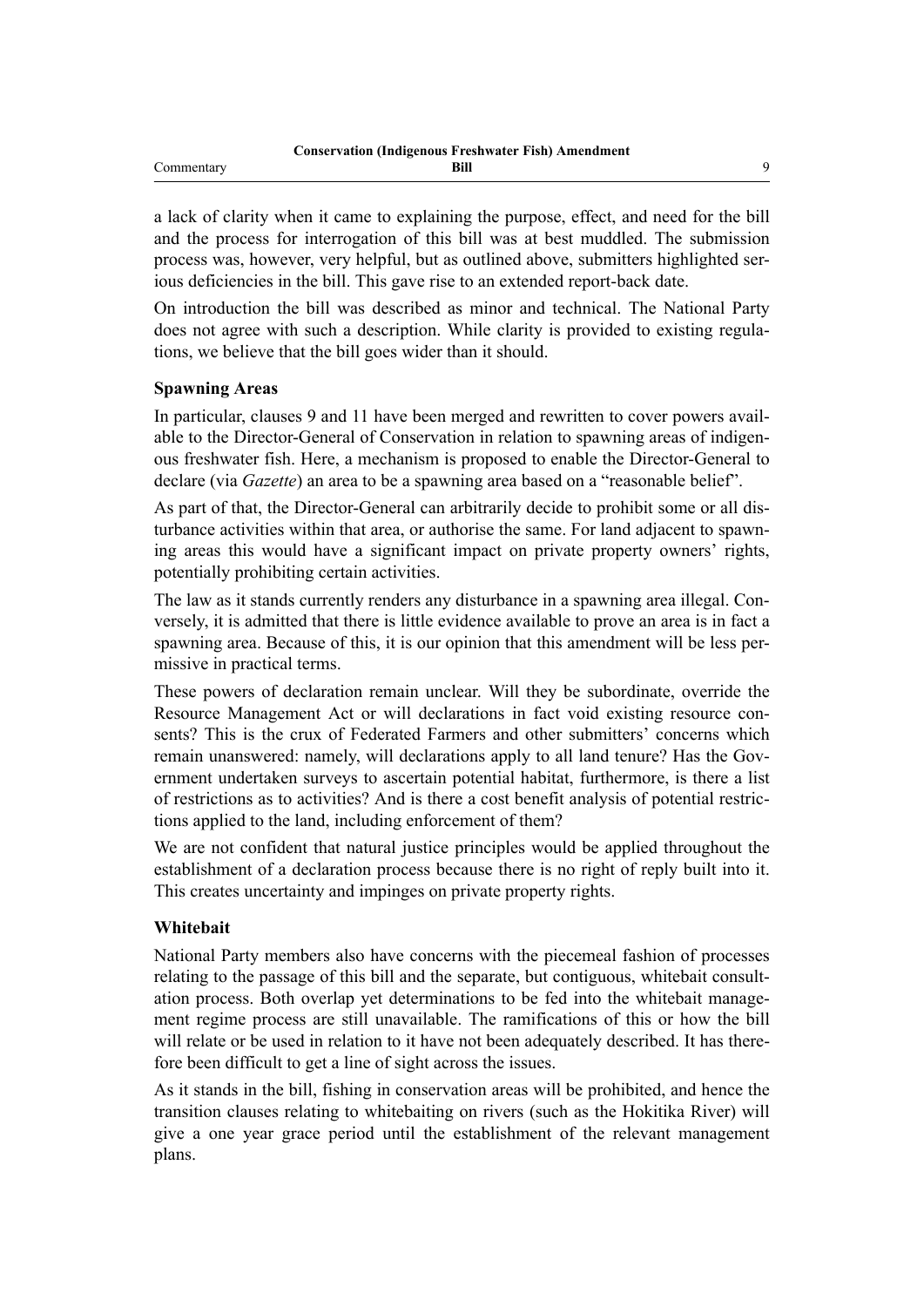a lack of clarity when it came to explaining the purpose, effect, and need for the bill and the process for interrogation of this bill was at best muddled. The submission process was, however, very helpful, but as outlined above, submitters highlighted serious deficiencies in the bill. This gave rise to an extended report-back date.

On introduction the bill was described as minor and technical. The National Party does not agree with such a description. While clarity is provided to existing regulations, we believe that the bill goes wider than it should.

### Spawning Areas

In particular, clauses 9 and 11 have been merged and rewritten to cover powers available to the Director-General of Conservation in relation to spawning areas of indigenous freshwater fish. Here, a mechanism is proposed to enable the Director-General to declare (via *Gazette*) an area to be a spawning area based on a "reasonable belief".

As part of that, the Director-General can arbitrarily decide to prohibit some or all disturbance activities within that area, or authorise the same. For land adjacent to spawning areas this would have a significant impact on private property owners' rights, potentially prohibiting certain activities.

The law as it stands currently renders any disturbance in a spawning area illegal. Conversely, it is admitted that there is little evidence available to prove an area is in fact a spawning area. Because of this, it is our opinion that this amendment will be less permissive in practical terms.

These powers of declaration remain unclear. Will they be subordinate, override the Resource Management Act or will declarations in fact void existing resource consents? This is the crux of Federated Farmers and other submitters' concerns which remain unanswered: namely, will declarations apply to all land tenure? Has the Government undertaken surveys to ascertain potential habitat, furthermore, is there a list of restrictions as to activities? And is there a cost benefit analysis of potential restrictions applied to the land, including enforcement of them?

We are not confident that natural justice principles would be applied throughout the establishment of a declaration process because there is no right of reply built into it. This creates uncertainty and impinges on private property rights.

### Whitebait

National Party members also have concerns with the piecemeal fashion of processes relating to the passage of this bill and the separate, but contiguous, whitebait consultation process. Both overlap yet determinations to be fed into the whitebait management regime process are still unavailable. The ramifications of this or how the bill will relate or be used in relation to it have not been adequately described. It has therefore been difficult to get a line of sight across the issues.

As it stands in the bill, fishing in conservation areas will be prohibited, and hence the transition clauses relating to whitebaiting on rivers (such as the Hokitika River) will give a one year grace period until the establishment of the relevant management plans.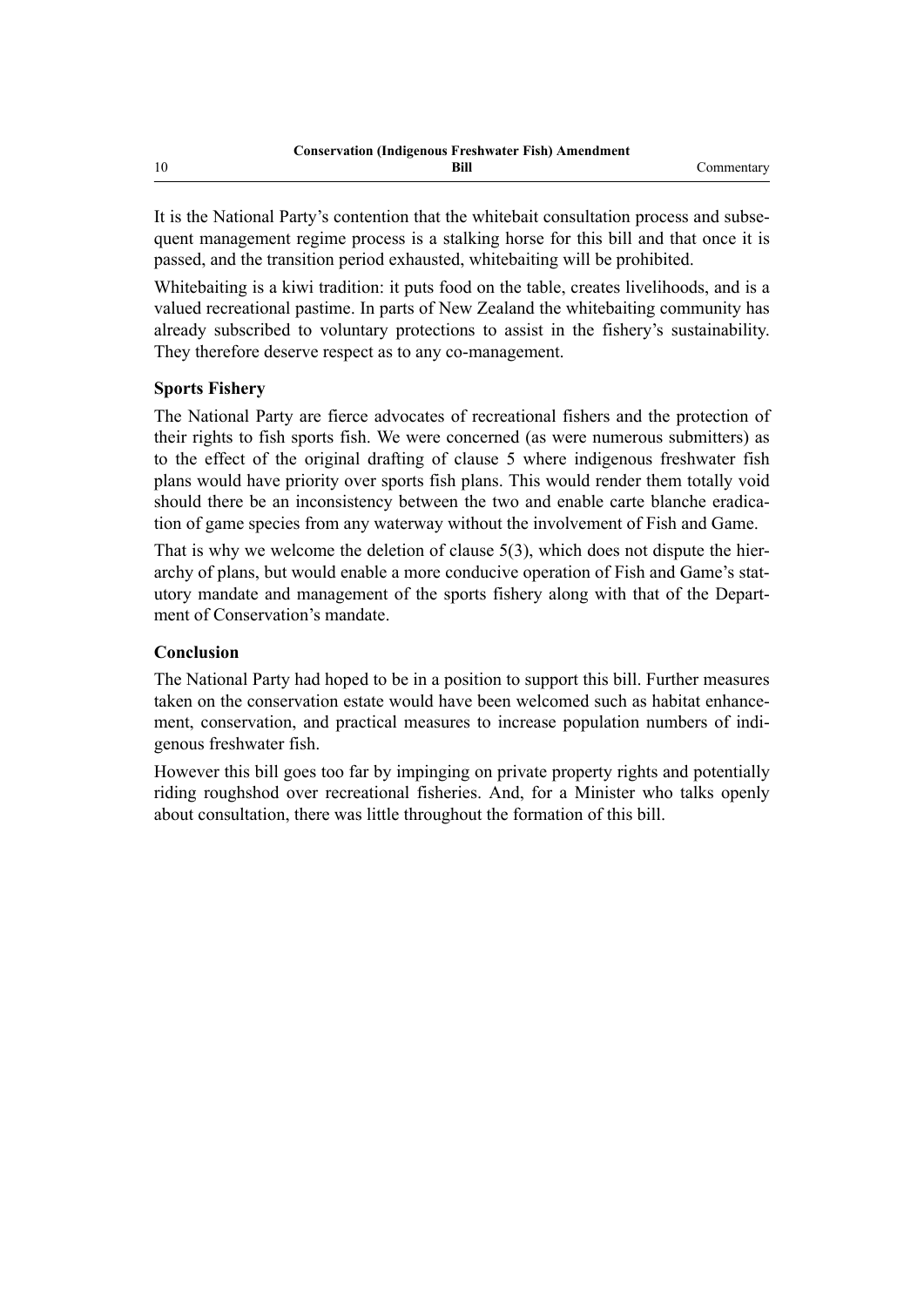It is the National Party's contention that the whitebait consultation process and subsequent management regime process is a stalking horse for this bill and that once it is passed, and the transition period exhausted, whitebaiting will be prohibited.

Whitebaiting is a kiwi tradition: it puts food on the table, creates livelihoods, and is a valued recreational pastime. In parts of New Zealand the whitebaiting community has already subscribed to voluntary protections to assist in the fishery's sustainability. They therefore deserve respect as to any co-management.

### Sports Fishery

The National Party are fierce advocates of recreational fishers and the protection of their rights to fish sports fish. We were concerned (as were numerous submitters) as to the effect of the original drafting of clause 5 where indigenous freshwater fish plans would have priority over sports fish plans. This would render them totally void should there be an inconsistency between the two and enable carte blanche eradication of game species from any waterway without the involvement of Fish and Game.

That is why we welcome the deletion of clause 5(3), which does not dispute the hierarchy of plans, but would enable a more conducive operation of Fish and Game's statutory mandate and management of the sports fishery along with that of the Department of Conservation's mandate.

### Conclusion

The National Party had hoped to be in a position to support this bill. Further measures taken on the conservation estate would have been welcomed such as habitat enhancement, conservation, and practical measures to increase population numbers of indigenous freshwater fish.

However this bill goes too far by impinging on private property rights and potentially riding roughshod over recreational fisheries. And, for a Minister who talks openly about consultation, there was little throughout the formation of this bill.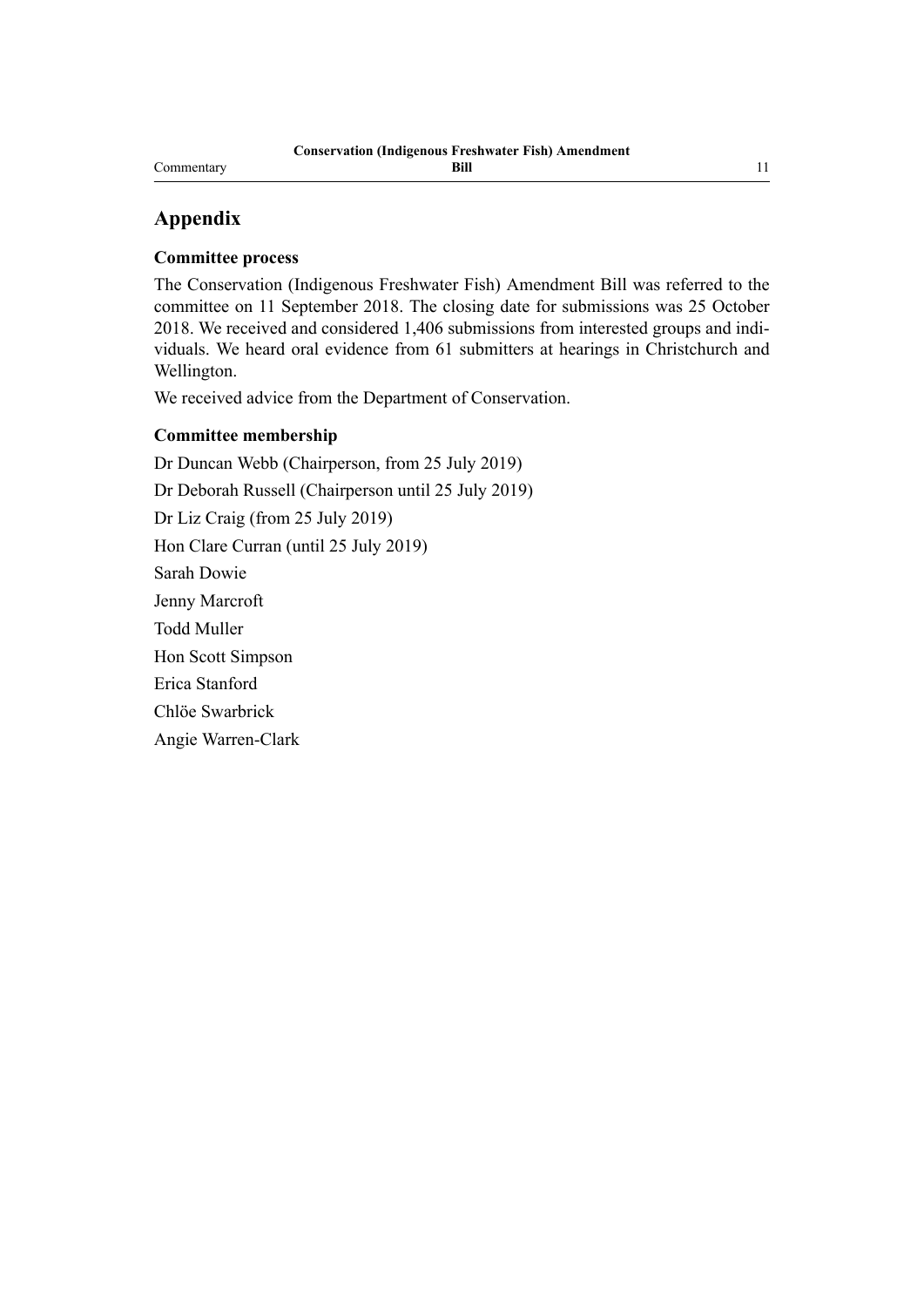## Appendix

### Committee process

The Conservation (Indigenous Freshwater Fish) Amendment Bill was referred to the committee on 11 September 2018. The closing date for submissions was 25 October 2018. We received and considered 1,406 submissions from interested groups and individuals. We heard oral evidence from 61 submitters at hearings in Christchurch and Wellington.

We received advice from the Department of Conservation.

### Committee membership

Dr Duncan Webb (Chairperson, from 25 July 2019)

Dr Deborah Russell (Chairperson until 25 July 2019)

Dr Liz Craig (from 25 July 2019)

Hon Clare Curran (until 25 July 2019)

Sarah Dowie

Jenny Marcroft

Todd Muller

Hon Scott Simpson

Erica Stanford

Chlöe Swarbrick

Angie Warren-Clark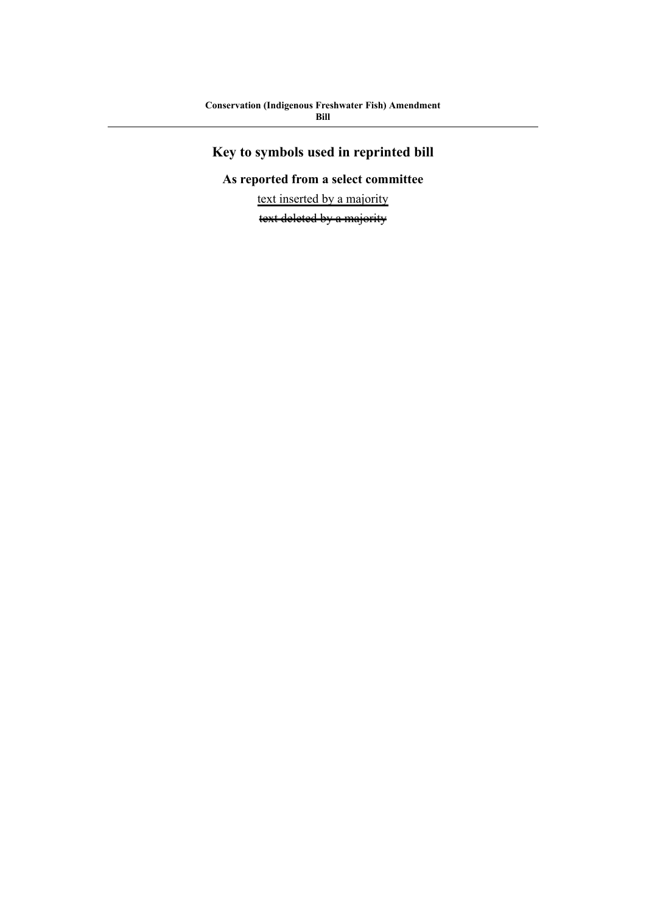**Conservation (Indigenous Freshwater Fish) Amendment Bill**

## Key to symbols used in reprinted bill

### As reported from a select committee

<u>text inserted by a majority</u>

~~text deleted by a majority~~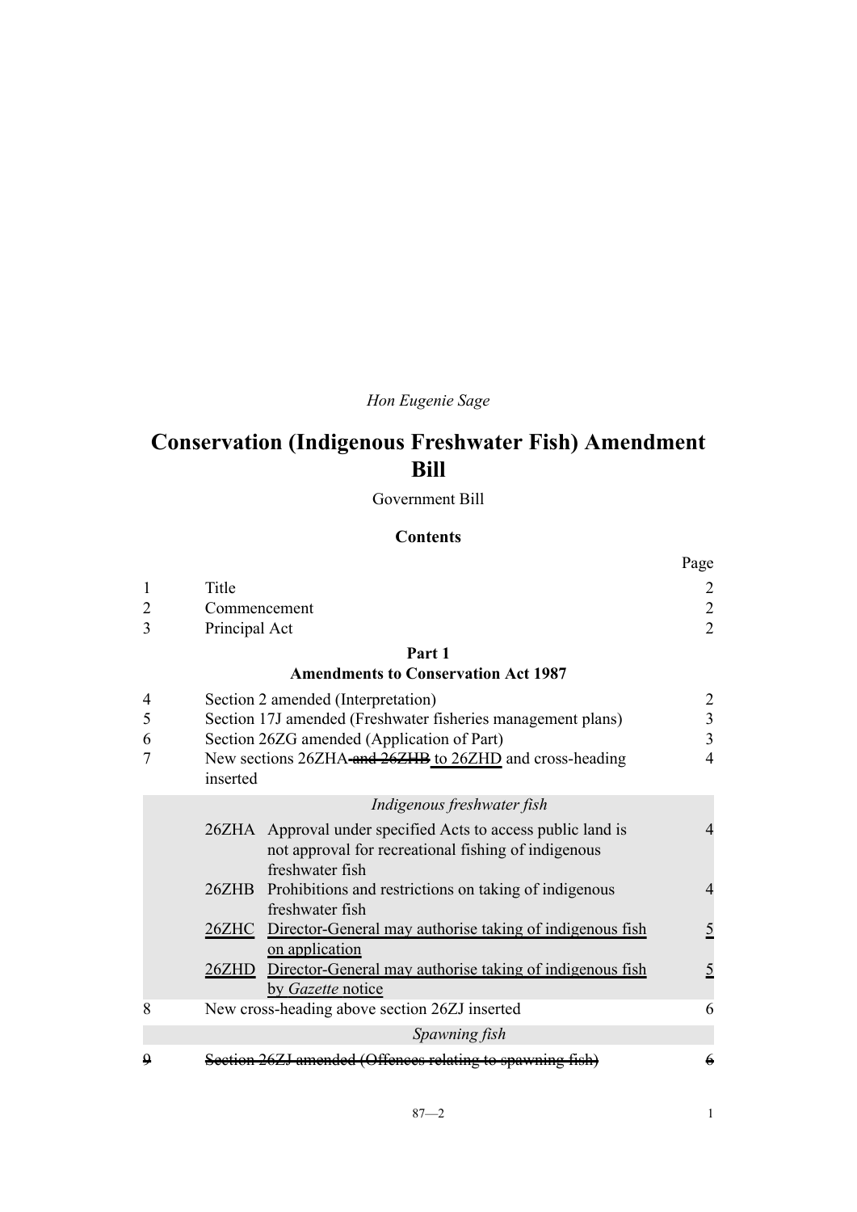*Hon Eugenie Sage*

# Conservation (Indigenous Freshwater Fish) Amendment Bill

Government Bill

## Contents

| | | Page |
|---|---|---|
| 1 | Title | 2 |
| 2 | Commencement | 2 |
| 3 | Principal Act | 2 |
| | **Part 1** **Amendments to Conservation Act 1987** | |
| 4 | Section 2 amended (Interpretation) | 2 |
| 5 | Section 17J amended (Freshwater fisheries management plans) | 3 |
| 6 | Section 26ZG amended (Application of Part) | 3 |
| 7 | New sections 26ZHA ~~and 26ZHB~~ <u>to 26ZHD</u> and cross-heading inserted | 4 |
| | *Indigenous freshwater fish* | |
| | 26ZHA Approval under specified Acts to access public land is not approval for recreational fishing of indigenous freshwater fish | 4 |
| | 26ZHB Prohibitions and restrictions on taking of indigenous freshwater fish | 4 |
| | <u>26ZHC</u> <u>Director-General may authorise taking of indigenous fish on application</u> | <u>5</u> |
| | <u>26ZHD</u> <u>Director-General may authorise taking of indigenous fish by *Gazette* notice</u> | <u>5</u> |
| 8 | New cross-heading above section 26ZJ inserted | 6 |
| | *Spawning fish* | |
| ~~9~~ | ~~Section 26ZJ amended (Offences relating to spawning fish)~~ | ~~6~~ |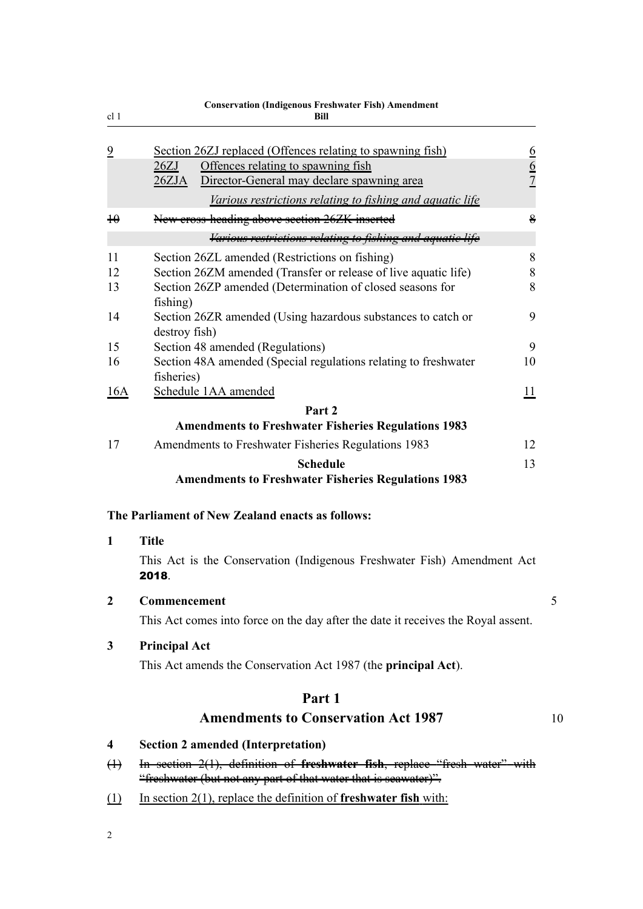| | | |
|---|---|---|
| 9 | Section 26ZJ replaced (Offences relating to spawning fish) | 6 |
| | 26ZJ Offences relating to spawning fish | 6 |
| | 26ZJA Director-General may declare spawning area | 7 |
| | *Various restrictions relating to fishing and aquatic life* | |
| ~~10~~ | ~~New cross-heading above section 26ZK inserted~~ | ~~8~~ |
| | ~~*Various restrictions relating to fishing and aquatic life*~~ | |
| 11 | Section 26ZL amended (Restrictions on fishing) | 8 |
| 12 | Section 26ZM amended (Transfer or release of live aquatic life) | 8 |
| 13 | Section 26ZP amended (Determination of closed seasons for fishing) | 8 |
| 14 | Section 26ZR amended (Using hazardous substances to catch or destroy fish) | 9 |
| 15 | Section 48 amended (Regulations) | 9 |
| 16 | Section 48A amended (Special regulations relating to freshwater fisheries) | 10 |
| 16A | Schedule 1AA amended | 11 |
| | **Part 2** **Amendments to Freshwater Fisheries Regulations 1983** | |
| 17 | Amendments to Freshwater Fisheries Regulations 1983 | 12 |
| | **Schedule** **Amendments to Freshwater Fisheries Regulations 1983** | 13 |

**The Parliament of New Zealand enacts as follows:**

**1 Title**

This Act is the Conservation (Indigenous Freshwater Fish) Amendment Act **2018**.

**2 Commencement**

This Act comes into force on the day after the date it receives the Royal assent.

**3 Principal Act**

This Act amends the Conservation Act 1987 (the **principal Act**).

## Part 1
## Amendments to Conservation Act 1987

**4 Section 2 amended (Interpretation)**

~~(1) In section 2(1), definition of **freshwater fish**, replace "fresh water" with "freshwater (but not any part of that water that is seawater)".~~

(1) In section 2(1), replace the definition of **freshwater fish** with: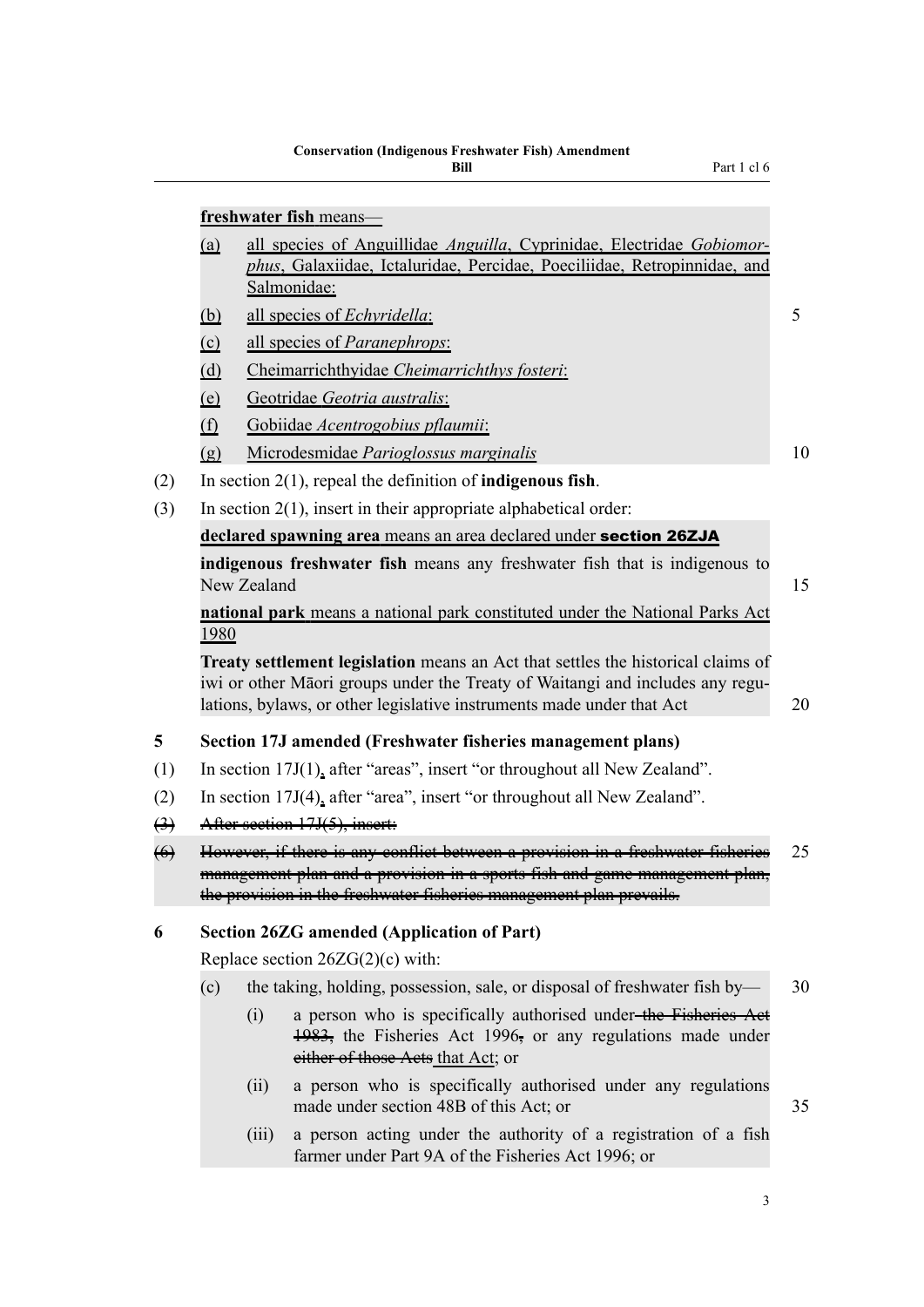**freshwater fish** means—

(a) all species of Anguillidae *Anguilla*, Cyprinidae, Electridae *Gobiomorphus*, Galaxiidae, Ictaluridae, Percidae, Poeciliidae, Retropinnidae, and Salmonidae:

(b) all species of *Echyridella*:

(c) all species of *Paranephrops*:

(d) Cheimarrichthyidae *Cheimarrichthys fosteri*:

(e) Geotridae *Geotria australis*:

(f) Gobiidae *Acentrogobius pflaumii*:

(g) Microdesmidae *Parioglossus marginalis*

(2) In section 2(1), repeal the definition of **indigenous fish**.

(3) In section 2(1), insert in their appropriate alphabetical order:

**declared spawning area** means an area declared under **section 26ZJA**

**indigenous freshwater fish** means any freshwater fish that is indigenous to New Zealand

**national park** means a national park constituted under the National Parks Act 1980

**Treaty settlement legislation** means an Act that settles the historical claims of iwi or other Māori groups under the Treaty of Waitangi and includes any regulations, bylaws, or other legislative instruments made under that Act

### 5 Section 17J amended (Freshwater fisheries management plans)

(1) In section 17J(1), after "areas", insert "or throughout all New Zealand".

(2) In section 17J(4), after "area", insert "or throughout all New Zealand".

~~(3) After section 17J(5), insert:~~

~~(6) However, if there is any conflict between a provision in a freshwater fisheries management plan and a provision in a sports fish and game management plan, the provision in the freshwater fisheries management plan prevails.~~

### 6 Section 26ZG amended (Application of Part)

Replace section 26ZG(2)(c) with:

(c) the taking, holding, possession, sale, or disposal of freshwater fish by—

(i) a person who is specifically authorised under ~~the Fisheries Act 1983,~~ the Fisheries Act 1996~~,~~ or any regulations made under ~~either of those Acts~~ that Act; or

(ii) a person who is specifically authorised under any regulations made under section 48B of this Act; or

(iii) a person acting under the authority of a registration of a fish farmer under Part 9A of the Fisheries Act 1996; or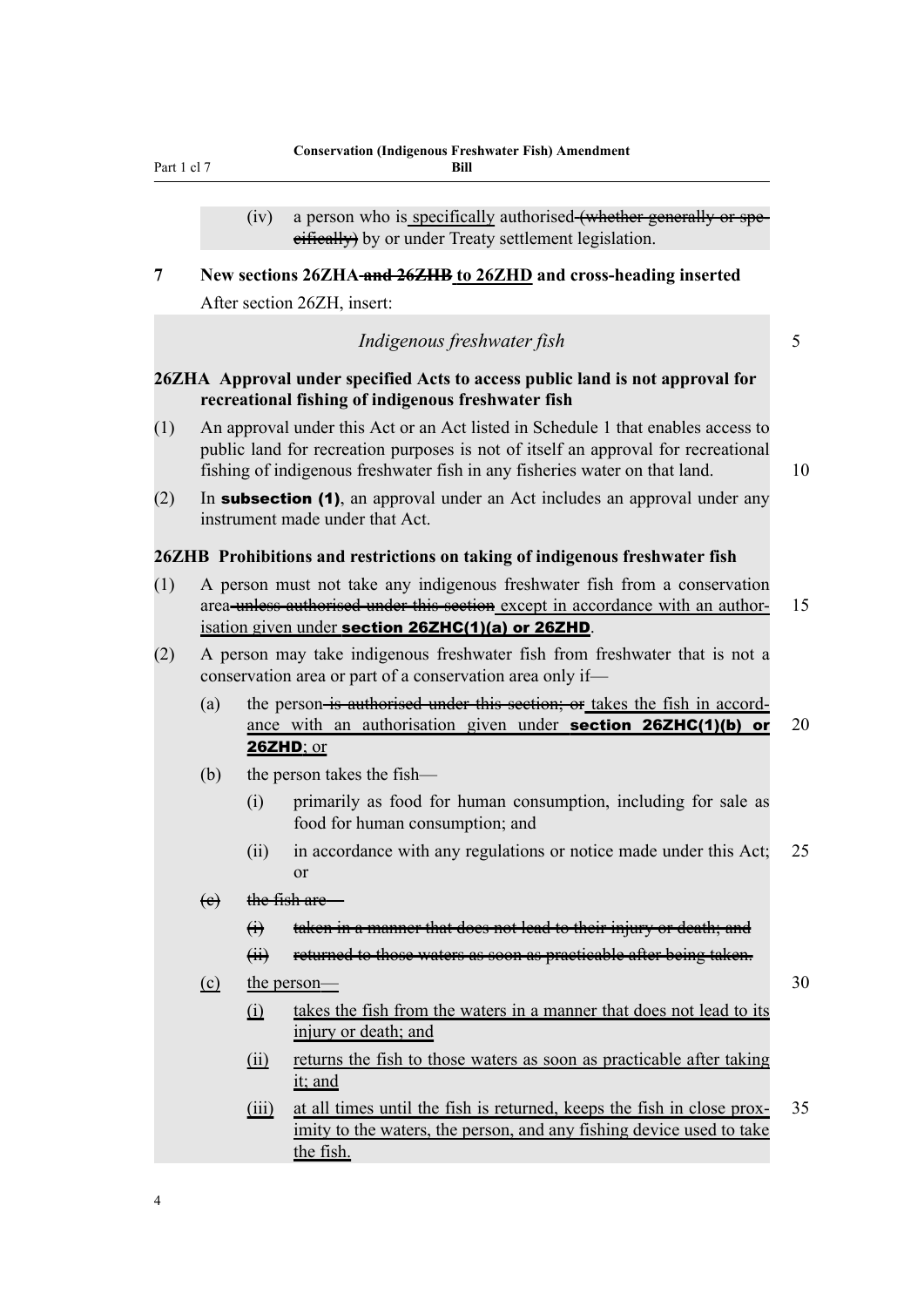(iv) a person who is ~~specifically~~ authorised ~~(whether generally or specifically)~~ by or under Treaty settlement legislation.

**7 New sections 26ZHA ~~and 26ZHB~~ to 26ZHD and cross-heading inserted**

After section 26ZH, insert:

*Indigenous freshwater fish*

**26ZHA Approval under specified Acts to access public land is not approval for recreational fishing of indigenous freshwater fish**

(1) An approval under this Act or an Act listed in Schedule 1 that enables access to public land for recreation purposes is not of itself an approval for recreational fishing of indigenous freshwater fish in any fisheries water on that land.

(2) In **subsection (1)**, an approval under an Act includes an approval under any instrument made under that Act.

**26ZHB Prohibitions and restrictions on taking of indigenous freshwater fish**

(1) A person must not take any indigenous freshwater fish from a conservation area ~~unless authorised under this section~~ except in accordance with an authorisation given under **section 26ZHC(1)(a) or 26ZHD**.

(2) A person may take indigenous freshwater fish from freshwater that is not a conservation area or part of a conservation area only if—

- (a) the person ~~is authorised under this section; or~~ takes the fish in accordance with an authorisation given under **section 26ZHC(1)(b) or 26ZHD**; or
- (b) the person takes the fish—
  - (i) primarily as food for human consumption, including for sale as food for human consumption; and
  - (ii) in accordance with any regulations or notice made under this Act; or
- ~~(c) the fish are—~~
  - ~~(i) taken in a manner that does not lead to their injury or death; and~~
  - ~~(ii) returned to those waters as soon as practicable after being taken.~~
- (c) the person—
  - (i) takes the fish from the waters in a manner that does not lead to its injury or death; and
  - (ii) returns the fish to those waters as soon as practicable after taking it; and
  - (iii) at all times until the fish is returned, keeps the fish in close proximity to the waters, the person, and any fishing device used to take the fish.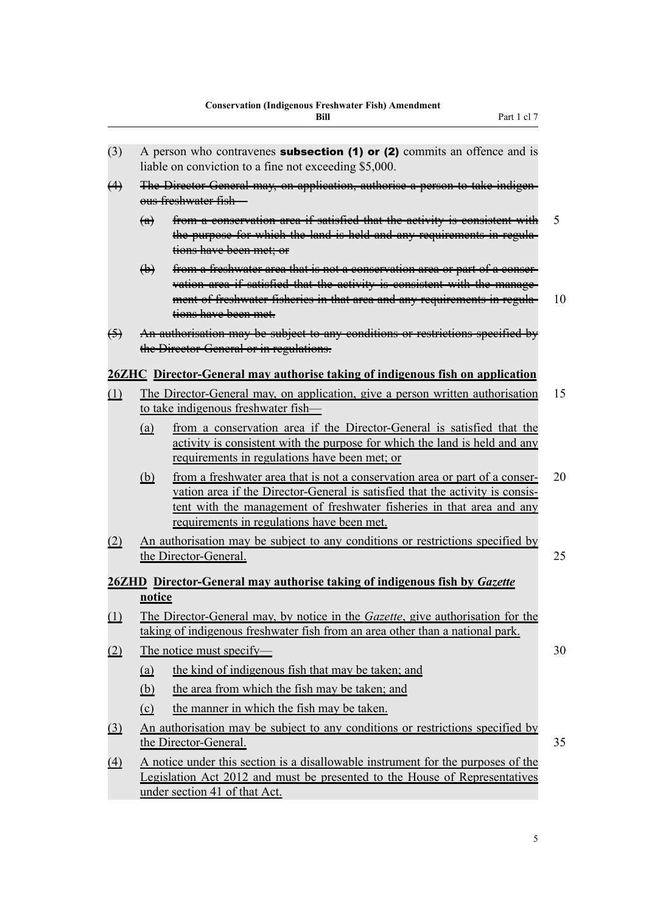(3) A person who contravenes **subsection (1) or (2)** commits an offence and is liable on conviction to a fine not exceeding $5,000.

~~(4) The Director-General may, on application, authorise a person to take indigenous freshwater fish—~~

~~(a) from a conservation area if satisfied that the activity is consistent with the purpose for which the land is held and any requirements in regulations have been met; or~~

~~(b) from a freshwater area that is not a conservation area or part of a conservation area if satisfied that the activity is consistent with the management of freshwater fisheries in that area and any requirements in regulations have been met.~~

~~(5) An authorisation may be subject to any conditions or restrictions specified by the Director-General or in regulations.~~

**<u>26ZHC Director-General may authorise taking of indigenous fish on application</u>**

<u>(1) The Director-General may, on application, give a person written authorisation to take indigenous freshwater fish—</u>

<u>(a) from a conservation area if the Director-General is satisfied that the activity is consistent with the purpose for which the land is held and any requirements in regulations have been met; or</u>

<u>(b) from a freshwater area that is not a conservation area or part of a conservation area if the Director-General is satisfied that the activity is consistent with the management of freshwater fisheries in that area and any requirements in regulations have been met.</u>

<u>(2) An authorisation may be subject to any conditions or restrictions specified by the Director-General.</u>

**<u>26ZHD Director-General may authorise taking of indigenous fish by *Gazette* notice</u>**

<u>(1) The Director-General may, by notice in the *Gazette*, give authorisation for the taking of indigenous freshwater fish from an area other than a national park.</u>

<u>(2) The notice must specify—</u>

<u>(a) the kind of indigenous fish that may be taken; and</u>

<u>(b) the area from which the fish may be taken; and</u>

<u>(c) the manner in which the fish may be taken.</u>

<u>(3) An authorisation may be subject to any conditions or restrictions specified by the Director-General.</u>

<u>(4) A notice under this section is a disallowable instrument for the purposes of the Legislation Act 2012 and must be presented to the House of Representatives under section 41 of that Act.</u>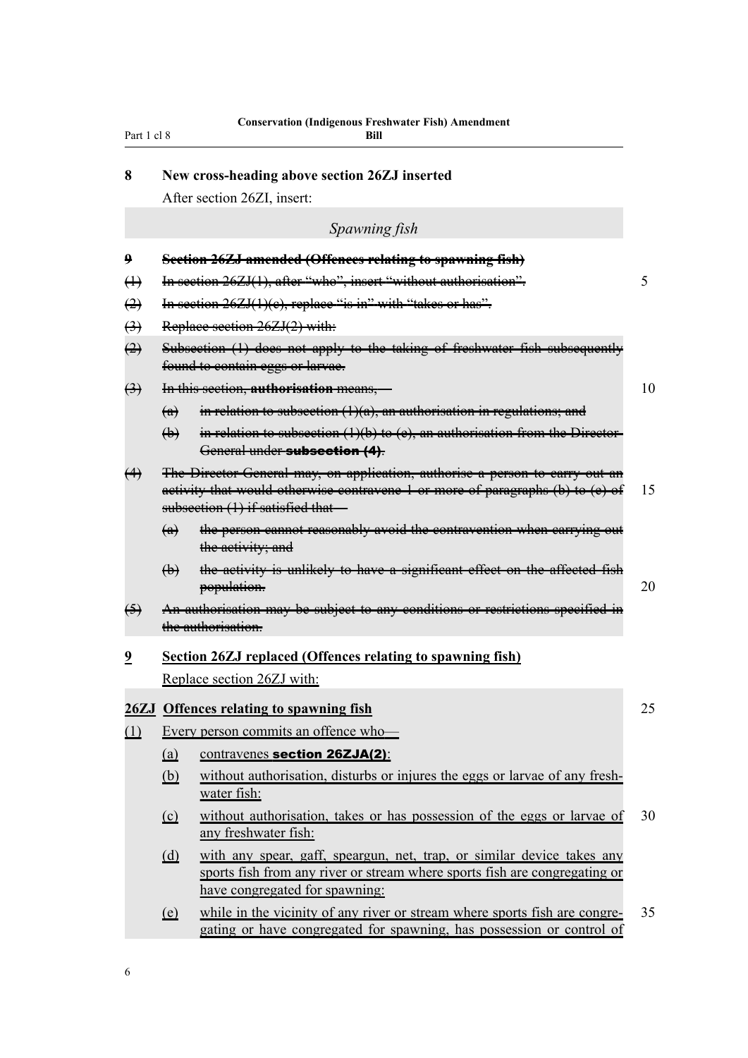**8 New cross-heading above section 26ZJ inserted**

After section 26ZI, insert:

*Spawning fish*

~~**9 Section 26ZJ amended (Offences relating to spawning fish)**~~

~~(1) In section 26ZJ(1), after "who", insert "without authorisation".~~

~~(2) In section 26ZJ(1)(c), replace "is in" with "takes or has".~~

~~(3) Replace section 26ZJ(2) with:~~

~~(2) Subsection (1) does not apply to the taking of freshwater fish subsequently found to contain eggs or larvae.~~

~~(3) In this section, **authorisation** means,—~~

~~(a) in relation to subsection (1)(a), an authorisation in regulations; and~~

~~(b) in relation to subsection (1)(b) to (e), an authorisation from the Director-General under **subsection (4)**.~~

~~(4) The Director-General may, on application, authorise a person to carry out an activity that would otherwise contravene 1 or more of paragraphs (b) to (e) of subsection (1) if satisfied that—~~

~~(a) the person cannot reasonably avoid the contravention when carrying out the activity; and~~

~~(b) the activity is unlikely to have a significant effect on the affected fish population.~~

~~(5) An authorisation may be subject to any conditions or restrictions specified in the authorisation.~~

<u>**9 Section 26ZJ replaced (Offences relating to spawning fish)**</u>

<u>Replace section 26ZJ with:</u>

<u>**26ZJ Offences relating to spawning fish**</u>

<u>(1) Every person commits an offence who—</u>

<u>(a) contravenes **section 26ZJA(2)**:</u>

<u>(b) without authorisation, disturbs or injures the eggs or larvae of any freshwater fish:</u>

<u>(c) without authorisation, takes or has possession of the eggs or larvae of any freshwater fish:</u>

<u>(d) with any spear, gaff, speargun, net, trap, or similar device takes any sports fish from any river or stream where sports fish are congregating or have congregated for spawning:</u>

<u>(e) while in the vicinity of any river or stream where sports fish are congregating or have congregated for spawning, has possession or control of</u>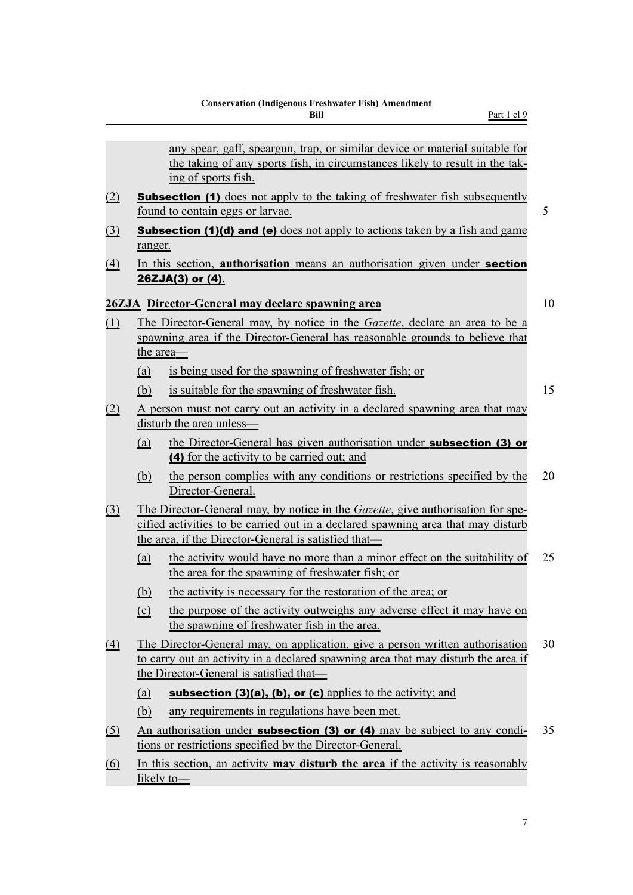any spear, gaff, speargun, trap, or similar device or material suitable for the taking of any sports fish, in circumstances likely to result in the taking of sports fish.

(2) **Subsection (1)** does not apply to the taking of freshwater fish subsequently found to contain eggs or larvae.

(3) **Subsection (1)(d) and (e)** does not apply to actions taken by a fish and game ranger.

(4) In this section, **authorisation** means an authorisation given under **section 26ZJA(3) or (4)**.

**26ZJA Director-General may declare spawning area**

(1) The Director-General may, by notice in the *Gazette*, declare an area to be a spawning area if the Director-General has reasonable grounds to believe that the area—

(a) is being used for the spawning of freshwater fish; or

(b) is suitable for the spawning of freshwater fish.

(2) A person must not carry out an activity in a declared spawning area that may disturb the area unless—

(a) the Director-General has given authorisation under **subsection (3) or (4)** for the activity to be carried out; and

(b) the person complies with any conditions or restrictions specified by the Director-General.

(3) The Director-General may, by notice in the *Gazette*, give authorisation for specified activities to be carried out in a declared spawning area that may disturb the area, if the Director-General is satisfied that—

(a) the activity would have no more than a minor effect on the suitability of the area for the spawning of freshwater fish; or

(b) the activity is necessary for the restoration of the area; or

(c) the purpose of the activity outweighs any adverse effect it may have on the spawning of freshwater fish in the area.

(4) The Director-General may, on application, give a person written authorisation to carry out an activity in a declared spawning area that may disturb the area if the Director-General is satisfied that—

(a) **subsection (3)(a), (b), or (c)** applies to the activity; and

(b) any requirements in regulations have been met.

(5) An authorisation under **subsection (3) or (4)** may be subject to any conditions or restrictions specified by the Director-General.

(6) In this section, an activity **may disturb the area** if the activity is reasonably likely to—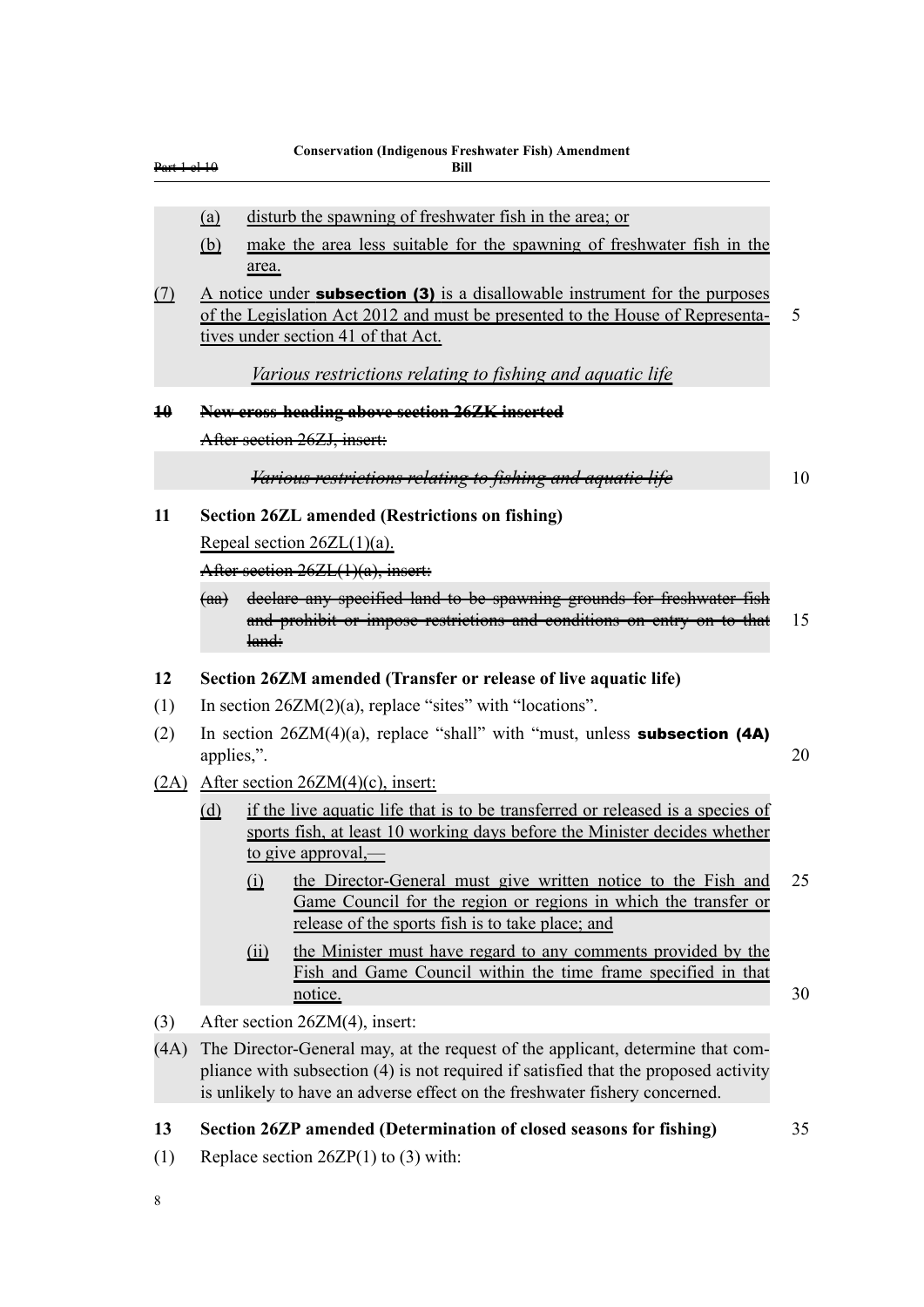(a) disturb the spawning of freshwater fish in the area; or

(b) make the area less suitable for the spawning of freshwater fish in the area.

(7) A notice under **subsection (3)** is a disallowable instrument for the purposes of the Legislation Act 2012 and must be presented to the House of Representatives under section 41 of that Act.

*Various restrictions relating to fishing and aquatic life*

**~~10 New cross-heading above section 26ZK inserted~~**

~~After section 26ZJ, insert:~~

~~*Various restrictions relating to fishing and aquatic life*~~

**11 Section 26ZL amended (Restrictions on fishing)**

Repeal section 26ZL(1)(a).

~~After section 26ZL(1)(a), insert:~~

~~(aa) declare any specified land to be spawning grounds for freshwater fish and prohibit or impose restrictions and conditions on entry on to that land:~~

**12 Section 26ZM amended (Transfer or release of live aquatic life)**

(1) In section 26ZM(2)(a), replace "sites" with "locations".

(2) In section 26ZM(4)(a), replace "shall" with "must, unless **subsection (4A)** applies,".

(2A) After section 26ZM(4)(c), insert:

(d) if the live aquatic life that is to be transferred or released is a species of sports fish, at least 10 working days before the Minister decides whether to give approval,—

(i) the Director-General must give written notice to the Fish and Game Council for the region or regions in which the transfer or release of the sports fish is to take place; and

(ii) the Minister must have regard to any comments provided by the Fish and Game Council within the time frame specified in that notice.

(3) After section 26ZM(4), insert:

(4A) The Director-General may, at the request of the applicant, determine that compliance with subsection (4) is not required if satisfied that the proposed activity is unlikely to have an adverse effect on the freshwater fishery concerned.

**13 Section 26ZP amended (Determination of closed seasons for fishing)**

(1) Replace section 26ZP(1) to (3) with: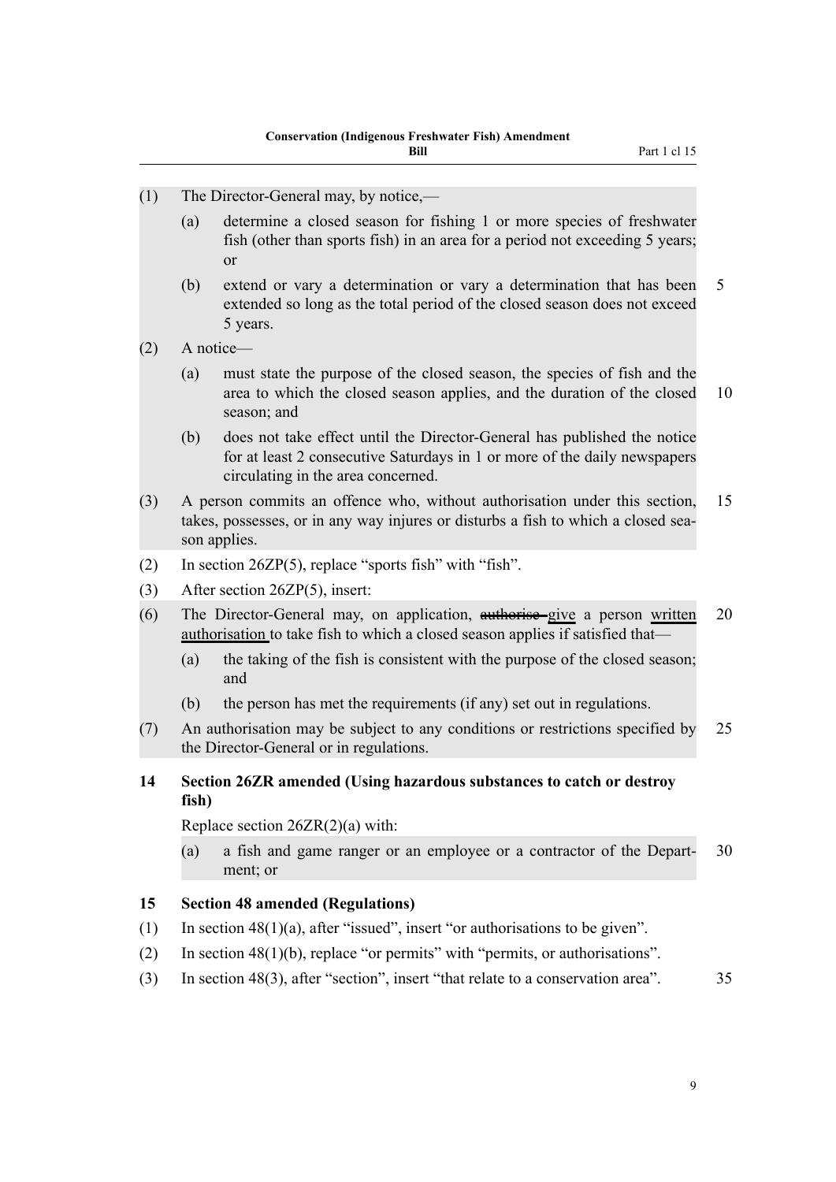(1) The Director-General may, by notice,—

(a) determine a closed season for fishing 1 or more species of freshwater fish (other than sports fish) in an area for a period not exceeding 5 years; or

(b) extend or vary a determination or vary a determination that has been extended so long as the total period of the closed season does not exceed 5 years.

(2) A notice—

(a) must state the purpose of the closed season, the species of fish and the area to which the closed season applies, and the duration of the closed season; and

(b) does not take effect until the Director-General has published the notice for at least 2 consecutive Saturdays in 1 or more of the daily newspapers circulating in the area concerned.

(3) A person commits an offence who, without authorisation under this section, takes, possesses, or in any way injures or disturbs a fish to which a closed season applies.

(2) In section 26ZP(5), replace "sports fish" with "fish".

(3) After section 26ZP(5), insert:

(6) The Director-General may, on application, ~~authorise~~ give a person written authorisation to take fish to which a closed season applies if satisfied that—

(a) the taking of the fish is consistent with the purpose of the closed season; and

(b) the person has met the requirements (if any) set out in regulations.

(7) An authorisation may be subject to any conditions or restrictions specified by the Director-General or in regulations.

### 14 Section 26ZR amended (Using hazardous substances to catch or destroy fish)

Replace section 26ZR(2)(a) with:

(a) a fish and game ranger or an employee or a contractor of the Department; or

### 15 Section 48 amended (Regulations)

(1) In section 48(1)(a), after "issued", insert "or authorisations to be given".

(2) In section 48(1)(b), replace "or permits" with "permits, or authorisations".

(3) In section 48(3), after "section", insert "that relate to a conservation area".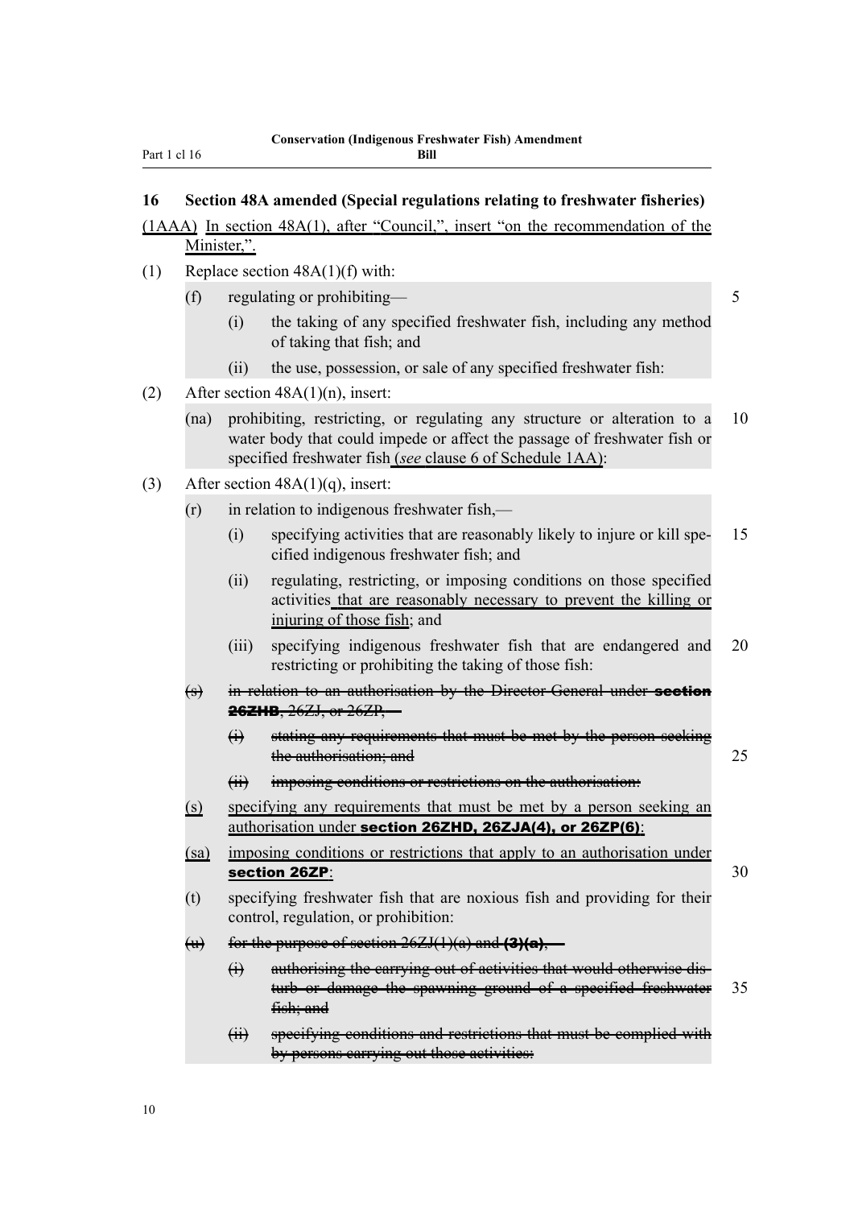## 16 Section 48A amended (Special regulations relating to freshwater fisheries)

(1AAA) In section 48A(1), after "Council,", insert "on the recommendation of the Minister,".

(1) Replace section 48A(1)(f) with:

> (f) regulating or prohibiting—
>
> (i) the taking of any specified freshwater fish, including any method of taking that fish; and
>
> (ii) the use, possession, or sale of any specified freshwater fish:

(2) After section 48A(1)(n), insert:

> (na) prohibiting, restricting, or regulating any structure or alteration to a water body that could impede or affect the passage of freshwater fish or specified freshwater fish (*see* clause 6 of Schedule 1AA):

(3) After section 48A(1)(q), insert:

> (r) in relation to indigenous freshwater fish,—
>
> (i) specifying activities that are reasonably likely to injure or kill specified indigenous freshwater fish; and
>
> (ii) regulating, restricting, or imposing conditions on those specified activities that are reasonably necessary to prevent the killing or injuring of those fish; and
>
> (iii) specifying indigenous freshwater fish that are endangered and restricting or prohibiting the taking of those fish:
>
> ~~(s) in relation to an authorisation by the Director-General under **section 26ZHB**, 26ZJ, or 26ZP,—~~
>
> ~~(i) stating any requirements that must be met by the person seeking the authorisation; and~~
>
> ~~(ii) imposing conditions or restrictions on the authorisation:~~
>
> (s) specifying any requirements that must be met by a person seeking an authorisation under **section 26ZHD, 26ZJA(4), or 26ZP(6)**:
>
> (sa) imposing conditions or restrictions that apply to an authorisation under **section 26ZP**:
>
> (t) specifying freshwater fish that are noxious fish and providing for their control, regulation, or prohibition:
>
> ~~(u) for the purpose of section 26ZJ(1)(a) and **(3)(a)**,—~~
>
> ~~(i) authorising the carrying out of activities that would otherwise disturb or damage the spawning ground of a specified freshwater fish; and~~
>
> ~~(ii) specifying conditions and restrictions that must be complied with by persons carrying out those activities:~~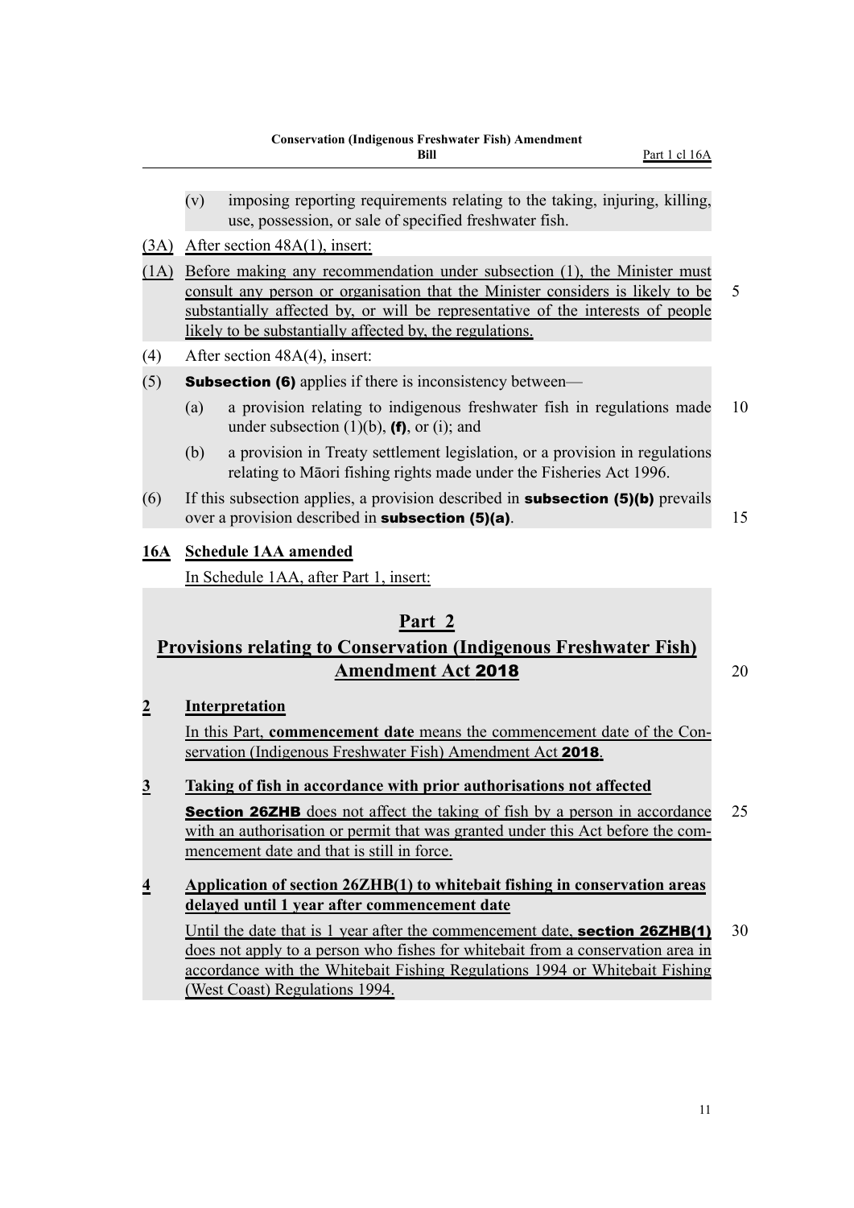(v) imposing reporting requirements relating to the taking, injuring, killing, use, possession, or sale of specified freshwater fish.

(3A) After section 48A(1), insert:

(1A) Before making any recommendation under subsection (1), the Minister must consult any person or organisation that the Minister considers is likely to be substantially affected by, or will be representative of the interests of people likely to be substantially affected by, the regulations.

(4) After section 48A(4), insert:

(5) **Subsection (6)** applies if there is inconsistency between—

(a) a provision relating to indigenous freshwater fish in regulations made under subsection (1)(b), **(f)**, or (i); and

(b) a provision in Treaty settlement legislation, or a provision in regulations relating to Māori fishing rights made under the Fisheries Act 1996.

(6) If this subsection applies, a provision described in **subsection (5)(b)** prevails over a provision described in **subsection (5)(a)**.

**16A Schedule 1AA amended**

In Schedule 1AA, after Part 1, insert:

## Part 2
## Provisions relating to Conservation (Indigenous Freshwater Fish) Amendment Act 2018

**2 Interpretation**

In this Part, **commencement date** means the commencement date of the Conservation (Indigenous Freshwater Fish) Amendment Act **2018**.

**3 Taking of fish in accordance with prior authorisations not affected**

**Section 26ZHB** does not affect the taking of fish by a person in accordance with an authorisation or permit that was granted under this Act before the commencement date and that is still in force.

**4 Application of section 26ZHB(1) to whitebait fishing in conservation areas delayed until 1 year after commencement date**

Until the date that is 1 year after the commencement date, **section 26ZHB(1)** does not apply to a person who fishes for whitebait from a conservation area in accordance with the Whitebait Fishing Regulations 1994 or Whitebait Fishing (West Coast) Regulations 1994.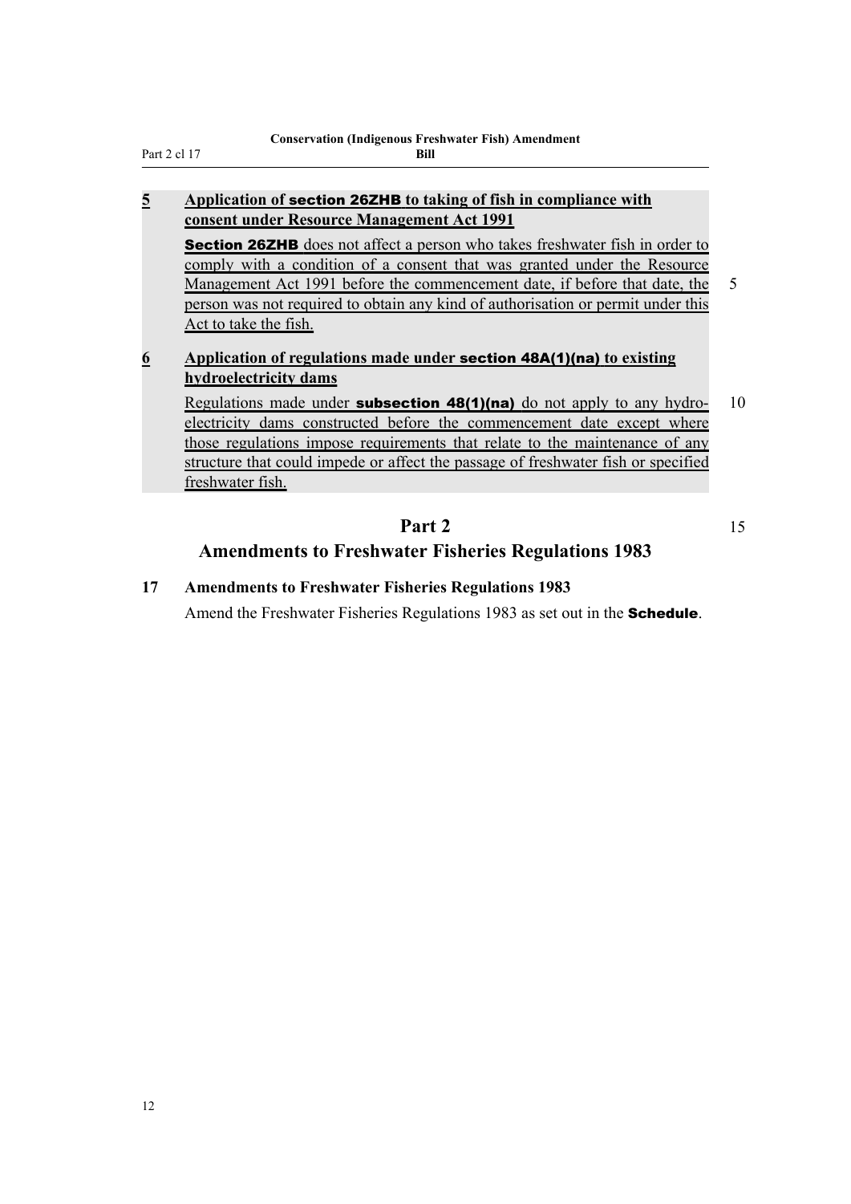**5 Application of section 26ZHB to taking of fish in compliance with consent under Resource Management Act 1991**

**Section 26ZHB** does not affect a person who takes freshwater fish in order to comply with a condition of a consent that was granted under the Resource Management Act 1991 before the commencement date, if before that date, the person was not required to obtain any kind of authorisation or permit under this Act to take the fish.

**6 Application of regulations made under section 48A(1)(na) to existing hydroelectricity dams**

Regulations made under **subsection 48(1)(na)** do not apply to any hydroelectricity dams constructed before the commencement date except where those regulations impose requirements that relate to the maintenance of any structure that could impede or affect the passage of freshwater fish or specified freshwater fish.

## Part 2
## Amendments to Freshwater Fisheries Regulations 1983

**17 Amendments to Freshwater Fisheries Regulations 1983**

Amend the Freshwater Fisheries Regulations 1983 as set out in the **Schedule**.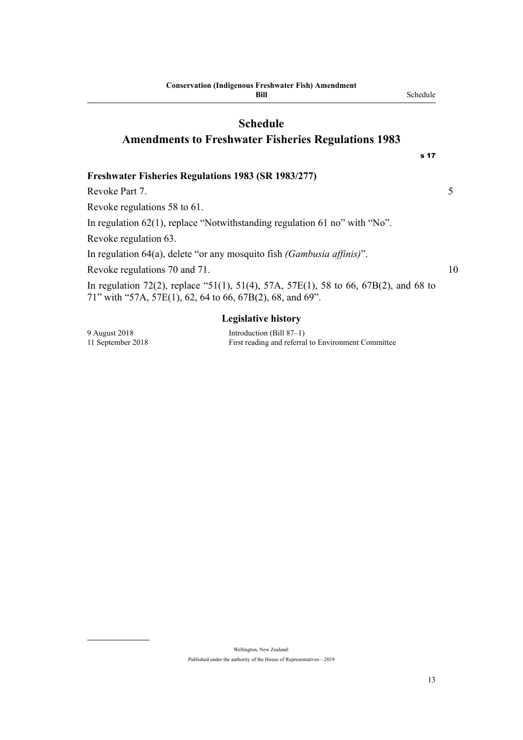# Schedule

## Amendments to Freshwater Fisheries Regulations 1983

s 17

### Freshwater Fisheries Regulations 1983 (SR 1983/277)

Revoke Part 7.

Revoke regulations 58 to 61.

In regulation 62(1), replace "Notwithstanding regulation 61 no" with "No".

Revoke regulation 63.

In regulation 64(a), delete "or any mosquito fish *(Gambusia affinis)*".

Revoke regulations 70 and 71.

In regulation 72(2), replace "51(1), 51(4), 57A, 57E(1), 58 to 66, 67B(2), and 68 to 71" with "57A, 57E(1), 62, 64 to 66, 67B(2), 68, and 69".

### Legislative history

| | |
|---|---|
| 9 August 2018 | Introduction (Bill 87–1) |
| 11 September 2018 | First reading and referral to Environment Committee |

Wellington, New Zealand:

Published under the authority of the House of Representatives—2019